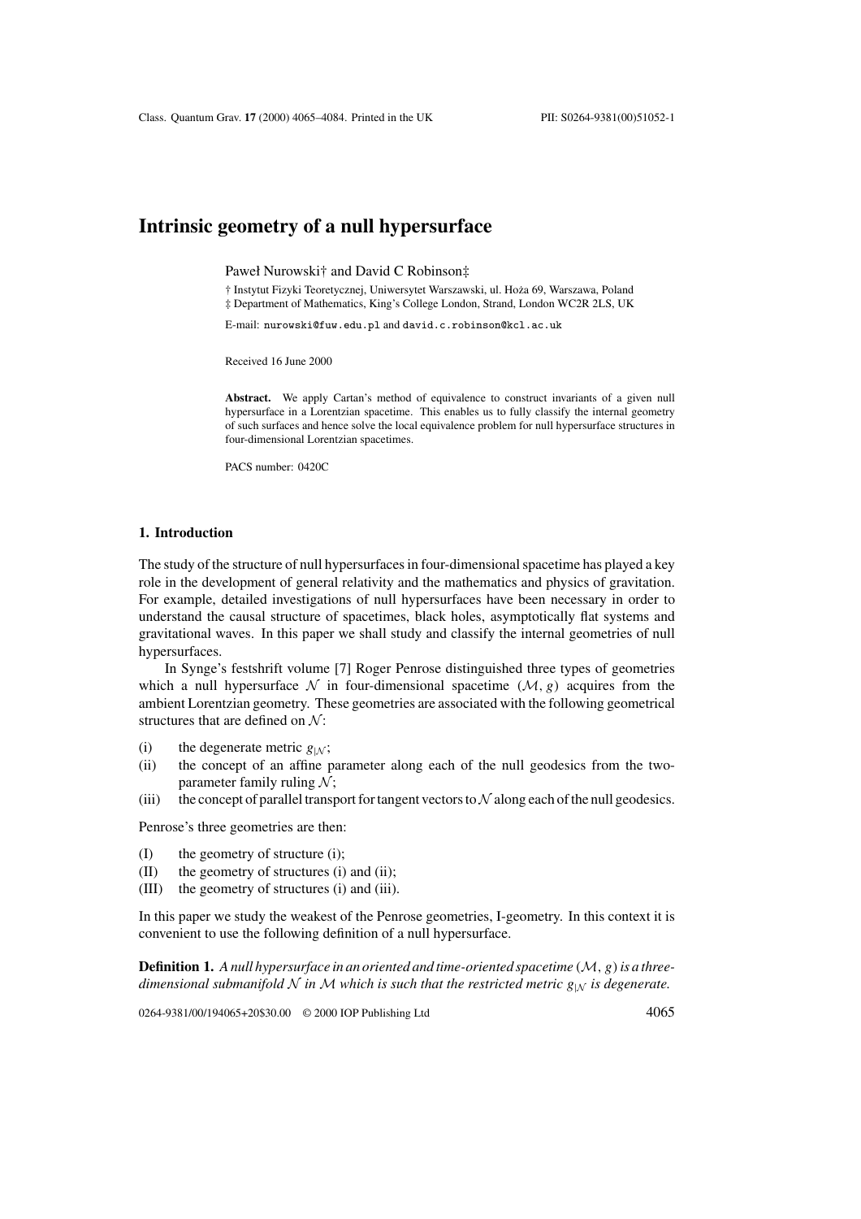# Intrinsic geometry of a null hypersurface

Paweł Nurowski† and David C Robinson‡

† Instytut Fizyki Teoretycznej, Uniwersytet Warszawski, ul. Hoża 69, Warszawa, Poland

‡ Department of Mathematics, King's College London, Strand, London WC2R 2LS, UK

E-mail: nurowski@fuw.edu.pl and david.c.robinson@kcl.ac.uk

Received 16 June 2000

**Abstract.** We apply Cartan's method of equivalence to construct invariants of a given null hypersurface in a Lorentzian spacetime. This enables us to fully classify the internal geometry of such surfaces and hence solve the local equivalence problem for null hypersurface structures in four-dimensional Lorentzian spacetimes.

PACS number: 0420C

## 1. Introduction

The study of the structure of null hypersurfaces in four-dimensional spacetime has played a key role in the development of general relativity and the mathematics and physics of gravitation. For example, detailed investigations of null hypersurfaces have been necessary in order to understand the causal structure of spacetimes, black holes, asymptotically flat systems and gravitational waves. In this paper we shall study and classify the internal geometries of null hypersurfaces.

In Synge's festshrift volume [7] Roger Penrose distinguished three types of geometries which a null hypersurface $\mathcal{N}$ in four-dimensional spacetime $(\mathcal{M}, g)$ acquires from the ambient Lorentzian geometry. These geometries are associated with the following geometrical structures that are defined on $\mathcal{N}$:

(i) the degenerate metric $g_{|\mathcal{N}}$;

(ii) the concept of an affine parameter along each of the null geodesics from the two-parameter family ruling $\mathcal{N}$;

(iii) the concept of parallel transport for tangent vectors to $\mathcal{N}$ along each of the null geodesics.

Penrose's three geometries are then:

(I) the geometry of structure (i);

(II) the geometry of structures (i) and (ii);

(III) the geometry of structures (i) and (iii).

In this paper we study the weakest of the Penrose geometries, I-geometry. In this context it is convenient to use the following definition of a null hypersurface.

**Definition 1.** *A null hypersurface in an oriented and time-oriented spacetime $(\mathcal{M}, g)$ is a three-dimensional submanifold $\mathcal{N}$ in $\mathcal{M}$ which is such that the restricted metric $g_{|\mathcal{N}}$ is degenerate.*

0264-9381/00/194065+20$30.00 © 2000 IOP Publishing Ltd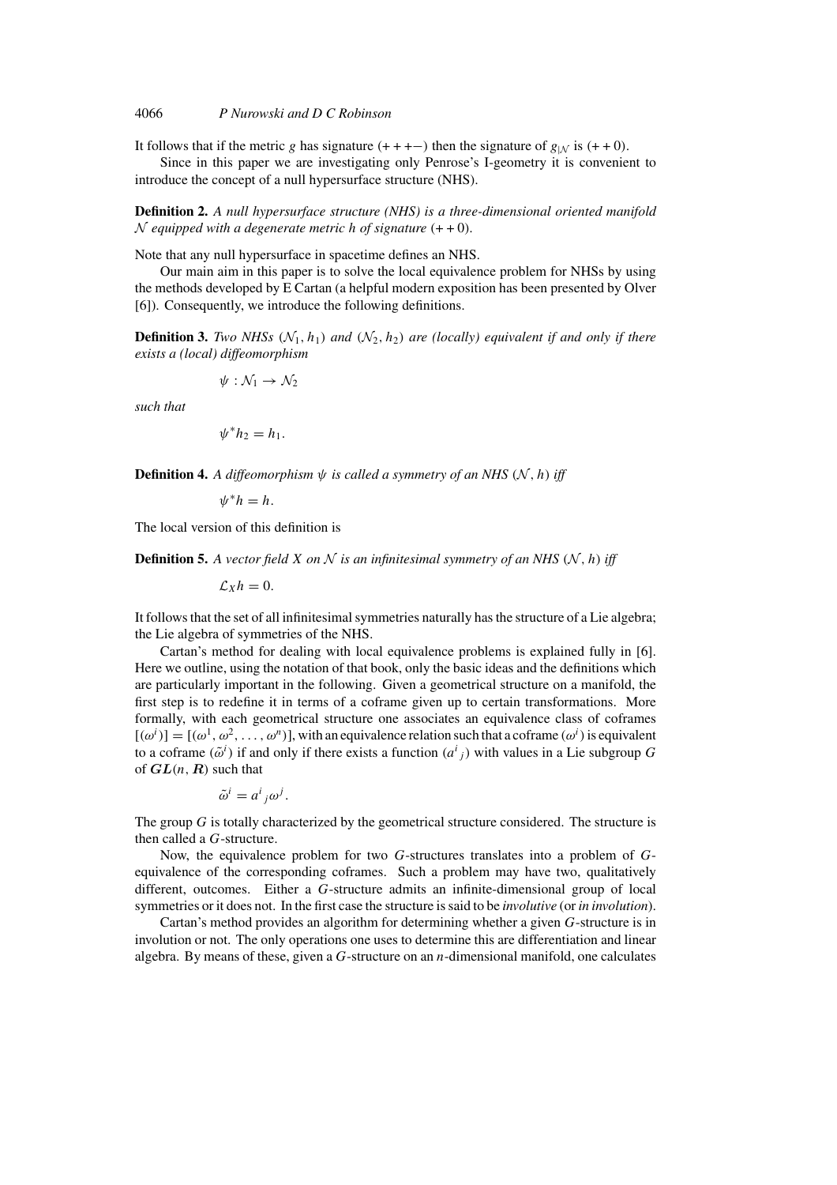It follows that if the metric $g$ has signature $(+++-)$ then the signature of $g_{|\mathcal{N}}$ is $(++0)$.

Since in this paper we are investigating only Penrose's I-geometry it is convenient to introduce the concept of a null hypersurface structure (NHS).

**Definition 2.** *A null hypersurface structure (NHS) is a three-dimensional oriented manifold $\mathcal{N}$ equipped with a degenerate metric $h$ of signature $(++0)$.*

Note that any null hypersurface in spacetime defines an NHS.

Our main aim in this paper is to solve the local equivalence problem for NHSs by using the methods developed by E Cartan (a helpful modern exposition has been presented by Olver [6]). Consequently, we introduce the following definitions.

**Definition 3.** *Two NHSs $(\mathcal{N}_1, h_1)$ and $(\mathcal{N}_2, h_2)$ are (locally) equivalent if and only if there exists a (local) diffeomorphism*

$$\psi : \mathcal{N}_1 \to \mathcal{N}_2$$

*such that*

$$\psi^* h_2 = h_1.$$

**Definition 4.** *A diffeomorphism $\psi$ is called a symmetry of an NHS $(\mathcal{N}, h)$ iff*

$$\psi^* h = h.$$

The local version of this definition is

**Definition 5.** *A vector field $X$ on $\mathcal{N}$ is an infinitesimal symmetry of an NHS $(\mathcal{N}, h)$ iff*

$$\mathcal{L}_X h = 0.$$

It follows that the set of all infinitesimal symmetries naturally has the structure of a Lie algebra; the Lie algebra of symmetries of the NHS.

Cartan's method for dealing with local equivalence problems is explained fully in [6]. Here we outline, using the notation of that book, only the basic ideas and the definitions which are particularly important in the following. Given a geometrical structure on a manifold, the first step is to redefine it in terms of a coframe given up to certain transformations. More formally, with each geometrical structure one associates an equivalence class of coframes $[(\omega^i)] = [(\omega^1, \omega^2, \ldots, \omega^n)]$, with an equivalence relation such that a coframe $(\omega^i)$ is equivalent to a coframe $(\tilde{\omega}^i)$ if and only if there exists a function $(a^i{}_j)$ with values in a Lie subgroup $G$ of $\boldsymbol{GL}(n, \boldsymbol{R})$ such that

$$\tilde{\omega}^i = a^i{}_j \omega^j.$$

The group $G$ is totally characterized by the geometrical structure considered. The structure is then called a $G$-structure.

Now, the equivalence problem for two $G$-structures translates into a problem of $G$-equivalence of the corresponding coframes. Such a problem may have two, qualitatively different, outcomes. Either a $G$-structure admits an infinite-dimensional group of local symmetries or it does not. In the first case the structure is said to be *involutive* (or *in involution*).

Cartan's method provides an algorithm for determining whether a given $G$-structure is in involution or not. The only operations one uses to determine this are differentiation and linear algebra. By means of these, given a $G$-structure on an $n$-dimensional manifold, one calculates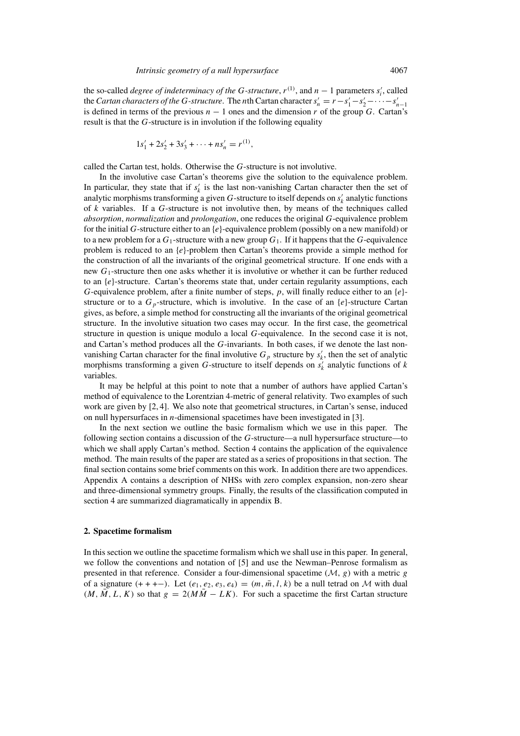the so-called *degree of indeterminacy of the G-structure*, $r^{(1)}$, and $n-1$ parameters $s'_i$, called the *Cartan characters of the G-structure*. The $n$th Cartan character $s'_n = r - s'_1 - s'_2 - \cdots - s'_{n-1}$ is defined in terms of the previous $n-1$ ones and the dimension $r$ of the group $G$. Cartan's result is that the $G$-structure is in involution if the following equality

$$1s'_1 + 2s'_2 + 3s'_3 + \cdots + ns'_n = r^{(1)},$$

called the Cartan test, holds. Otherwise the $G$-structure is not involutive.

In the involutive case Cartan's theorems give the solution to the equivalence problem. In particular, they state that if $s'_k$ is the last non-vanishing Cartan character then the set of analytic morphisms transforming a given $G$-structure to itself depends on $s'_k$ analytic functions of $k$ variables. If a $G$-structure is not involutive then, by means of the techniques called *absorption*, *normalization* and *prolongation*, one reduces the original $G$-equivalence problem for the initial $G$-structure either to an $\{e\}$-equivalence problem (possibly on a new manifold) or to a new problem for a $G_1$-structure with a new group $G_1$. If it happens that the $G$-equivalence problem is reduced to an $\{e\}$-problem then Cartan's theorems provide a simple method for the construction of all the invariants of the original geometrical structure. If one ends with a new $G_1$-structure then one asks whether it is involutive or whether it can be further reduced to an $\{e\}$-structure. Cartan's theorems state that, under certain regularity assumptions, each $G$-equivalence problem, after a finite number of steps, $p$, will finally reduce either to an $\{e\}$-structure or to a $G_p$-structure, which is involutive. In the case of an $\{e\}$-structure Cartan gives, as before, a simple method for constructing all the invariants of the original geometrical structure. In the involutive situation two cases may occur. In the first case, the geometrical structure in question is unique modulo a local $G$-equivalence. In the second case it is not, and Cartan's method produces all the $G$-invariants. In both cases, if we denote the last non-vanishing Cartan character for the final involutive $G_p$ structure by $s'_k$, then the set of analytic morphisms transforming a given $G$-structure to itself depends on $s'_k$ analytic functions of $k$ variables.

It may be helpful at this point to note that a number of authors have applied Cartan's method of equivalence to the Lorentzian 4-metric of general relativity. Two examples of such work are given by [2, 4]. We also note that geometrical structures, in Cartan's sense, induced on null hypersurfaces in $n$-dimensional spacetimes have been investigated in [3].

In the next section we outline the basic formalism which we use in this paper. The following section contains a discussion of the $G$-structure—a null hypersurface structure—to which we shall apply Cartan's method. Section 4 contains the application of the equivalence method. The main results of the paper are stated as a series of propositions in that section. The final section contains some brief comments on this work. In addition there are two appendices. Appendix A contains a description of NHSs with zero complex expansion, non-zero shear and three-dimensional symmetry groups. Finally, the results of the classification computed in section 4 are summarized diagramatically in appendix B.

## 2. Spacetime formalism

In this section we outline the spacetime formalism which we shall use in this paper. In general, we follow the conventions and notation of [5] and use the Newman–Penrose formalism as presented in that reference. Consider a four-dimensional spacetime $(\mathcal{M}, g)$ with a metric $g$ of a signature $(+++-)$. Let $(e_1, e_2, e_3, e_4) = (m, \bar{m}, l, k)$ be a null tetrad on $\mathcal{M}$ with dual $(M, \bar{M}, L, K)$ so that $g = 2(M\bar{M} - LK)$. For such a spacetime the first Cartan structure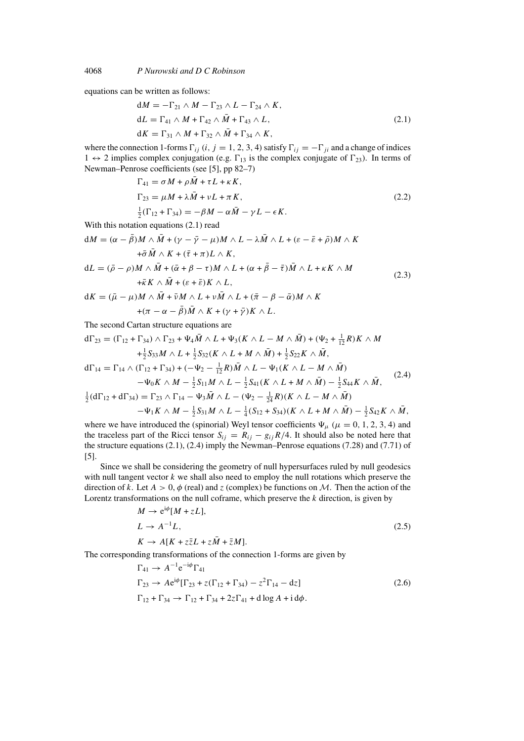equations can be written as follows:

$$
\begin{aligned}
\mathrm{d}M &= -\Gamma_{21} \wedge M - \Gamma_{23} \wedge L - \Gamma_{24} \wedge K, \\
\mathrm{d}L &= \Gamma_{41} \wedge M + \Gamma_{42} \wedge \bar{M} + \Gamma_{43} \wedge L, \\
\mathrm{d}K &= \Gamma_{31} \wedge M + \Gamma_{32} \wedge \bar{M} + \Gamma_{34} \wedge K,
\end{aligned}
\tag{2.1}
$$

where the connection 1-forms $\Gamma_{ij}$ $(i, j = 1, 2, 3, 4)$ satisfy $\Gamma_{ij} = -\Gamma_{ji}$ and a change of indices $1 \leftrightarrow 2$ implies complex conjugation (e.g. $\Gamma_{13}$ is the complex conjugate of $\Gamma_{23}$). In terms of Newman–Penrose coefficients (see [5], pp 82–7)

$$
\begin{aligned}
\Gamma_{41} &= \sigma M + \rho \bar{M} + \tau L + \kappa K, \\
\Gamma_{23} &= \mu M + \lambda \bar{M} + \nu L + \pi K, \\
\tfrac{1}{2}(\Gamma_{12} + \Gamma_{34}) &= -\beta M - \alpha \bar{M} - \gamma L - \epsilon K.
\end{aligned}
\tag{2.2}
$$

With this notation equations (2.1) read

$$
\begin{aligned}
\mathrm{d}M &= (\alpha - \bar{\beta}) M \wedge \bar{M} + (\gamma - \bar{\gamma} - \mu) M \wedge L - \lambda \bar{M} \wedge L + (\varepsilon - \bar{\varepsilon} + \bar{\rho}) M \wedge K \\
&\quad + \bar{\sigma} \bar{M} \wedge K + (\bar{\tau} + \pi) L \wedge K, \\
\mathrm{d}L &= (\bar{\rho} - \rho) M \wedge \bar{M} + (\bar{\alpha} + \beta - \tau) M \wedge L + (\alpha + \bar{\beta} - \bar{\tau}) \bar{M} \wedge L + \kappa K \wedge M \\
&\quad + \bar{\kappa} K \wedge \bar{M} + (\varepsilon + \bar{\varepsilon}) K \wedge L, \\
\mathrm{d}K &= (\bar{\mu} - \mu) M \wedge \bar{M} + \bar{\nu} M \wedge L + \nu \bar{M} \wedge L + (\bar{\pi} - \beta - \bar{\alpha}) M \wedge K \\
&\quad + (\pi - \alpha - \bar{\beta}) \bar{M} \wedge K + (\gamma + \bar{\gamma}) K \wedge L.
\end{aligned}
\tag{2.3}
$$

The second Cartan structure equations are

$$
\begin{aligned}
\mathrm{d}\Gamma_{23} &= (\Gamma_{12} + \Gamma_{34}) \wedge \Gamma_{23} + \Psi_4 \bar{M} \wedge L + \Psi_3 (K \wedge L - M \wedge \bar{M}) + (\Psi_2 + \tfrac{1}{12} R) K \wedge M \\
&\quad + \tfrac{1}{2} S_{33} M \wedge L + \tfrac{1}{2} S_{32} (K \wedge L + M \wedge \bar{M}) + \tfrac{1}{2} S_{22} K \wedge \bar{M}, \\
\mathrm{d}\Gamma_{14} &= \Gamma_{14} \wedge (\Gamma_{12} + \Gamma_{34}) + (-\Psi_2 - \tfrac{1}{12} R) \bar{M} \wedge L - \Psi_1 (K \wedge L - M \wedge \bar{M}) \\
&\quad - \Psi_0 K \wedge M - \tfrac{1}{2} S_{11} M \wedge L - \tfrac{1}{2} S_{41} (K \wedge L + M \wedge \bar{M}) - \tfrac{1}{2} S_{44} K \wedge \bar{M}, \\
\tfrac{1}{2}(\mathrm{d}\Gamma_{12} + \mathrm{d}\Gamma_{34}) &= \Gamma_{23} \wedge \Gamma_{14} - \Psi_3 \bar{M} \wedge L - (\Psi_2 - \tfrac{1}{24} R)(K \wedge L - M \wedge \bar{M}) \\
&\quad - \Psi_1 K \wedge M - \tfrac{1}{2} S_{31} M \wedge L - \tfrac{1}{4} (S_{12} + S_{34})(K \wedge L + M \wedge \bar{M}) - \tfrac{1}{2} S_{42} K \wedge \bar{M},
\end{aligned}
\tag{2.4}
$$

where we have introduced the (spinorial) Weyl tensor coefficients $\Psi_\mu$ $(\mu = 0, 1, 2, 3, 4)$ and the traceless part of the Ricci tensor $S_{ij} = R_{ij} - g_{ij} R/4$. It should also be noted here that the structure equations (2.1), (2.4) imply the Newman–Penrose equations (7.28) and (7.71) of [5].

Since we shall be considering the geometry of null hypersurfaces ruled by null geodesics with null tangent vector $k$ we shall also need to employ the null rotations which preserve the direction of $k$. Let $A > 0$, $\phi$ (real) and $z$ (complex) be functions on $\mathcal{M}$. Then the action of the Lorentz transformations on the null coframe, which preserve the $k$ direction, is given by

$$
\begin{aligned}
M &\to \mathrm{e}^{\mathrm{i}\phi}[M + zL], \\
L &\to A^{-1} L, \\
K &\to A[K + z\bar{z}L + z\bar{M} + \bar{z}M].
\end{aligned}
\tag{2.5}
$$

The corresponding transformations of the connection 1-forms are given by

$$
\begin{aligned}
\Gamma_{41} &\to A^{-1} \mathrm{e}^{-\mathrm{i}\phi} \Gamma_{41} \\
\Gamma_{23} &\to A \mathrm{e}^{\mathrm{i}\phi} [\Gamma_{23} + z(\Gamma_{12} + \Gamma_{34}) - z^2 \Gamma_{14} - \mathrm{d}z] \\
\Gamma_{12} + \Gamma_{34} &\to \Gamma_{12} + \Gamma_{34} + 2z\Gamma_{41} + \mathrm{d}\log A + \mathrm{i}\,\mathrm{d}\phi.
\end{aligned}
\tag{2.6}
$$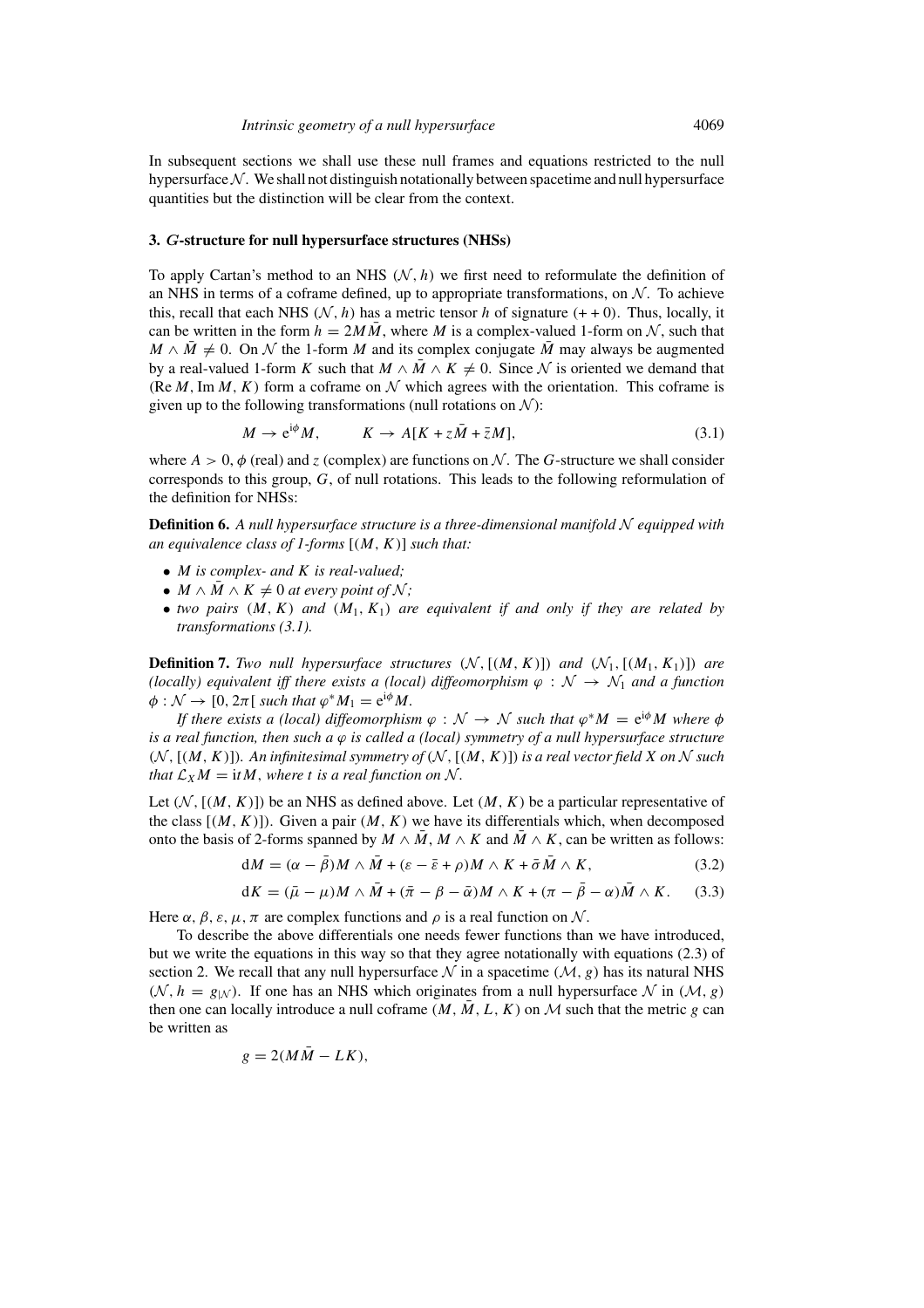In subsequent sections we shall use these null frames and equations restricted to the null hypersurface $\mathcal{N}$. We shall not distinguish notationally between spacetime and null hypersurface quantities but the distinction will be clear from the context.

### 3. $G$-structure for null hypersurface structures (NHSs)

To apply Cartan's method to an NHS $(\mathcal{N}, h)$ we first need to reformulate the definition of an NHS in terms of a coframe defined, up to appropriate transformations, on $\mathcal{N}$. To achieve this, recall that each NHS $(\mathcal{N}, h)$ has a metric tensor $h$ of signature $(++0)$. Thus, locally, it can be written in the form $h = 2M\bar{M}$, where $M$ is a complex-valued 1-form on $\mathcal{N}$, such that $M \wedge \bar{M} \neq 0$. On $\mathcal{N}$ the 1-form $M$ and its complex conjugate $\bar{M}$ may always be augmented by a real-valued 1-form $K$ such that $M \wedge \bar{M} \wedge K \neq 0$. Since $\mathcal{N}$ is oriented we demand that $(\mathrm{Re}\, M, \mathrm{Im}\, M, K)$ form a coframe on $\mathcal{N}$ which agrees with the orientation. This coframe is given up to the following transformations (null rotations on $\mathcal{N}$):

$$M \to \mathrm{e}^{\mathrm{i}\phi} M, \qquad K \to A[K + z\bar{M} + \bar{z}M], \tag{3.1}$$

where $A > 0$, $\phi$ (real) and $z$ (complex) are functions on $\mathcal{N}$. The $G$-structure we shall consider corresponds to this group, $G$, of null rotations. This leads to the following reformulation of the definition for NHSs:

**Definition 6.** *A null hypersurface structure is a three-dimensional manifold $\mathcal{N}$ equipped with an equivalence class of 1-forms $[(M, K)]$ such that:*

- *$M$ is complex- and $K$ is real-valued;*
- *$M \wedge \bar{M} \wedge K \neq 0$ at every point of $\mathcal{N}$;*
- *two pairs $(M, K)$ and $(M_1, K_1)$ are equivalent if and only if they are related by transformations (3.1).*

**Definition 7.** *Two null hypersurface structures $(\mathcal{N}, [(M, K)])$ and $(\mathcal{N}_1, [(M_1, K_1)])$ are (locally) equivalent iff there exists a (local) diffeomorphism $\varphi : \mathcal{N} \to \mathcal{N}_1$ and a function $\phi : \mathcal{N} \to [0, 2\pi[$ such that $\varphi^* M_1 = \mathrm{e}^{\mathrm{i}\phi} M$.*

*If there exists a (local) diffeomorphism $\varphi : \mathcal{N} \to \mathcal{N}$ such that $\varphi^* M = \mathrm{e}^{\mathrm{i}\phi} M$ where $\phi$ is a real function, then such a $\varphi$ is called a (local) symmetry of a null hypersurface structure $(\mathcal{N}, [(M, K)])$. An infinitesimal symmetry of $(\mathcal{N}, [(M, K)])$ is a real vector field $X$ on $\mathcal{N}$ such that $\mathcal{L}_X M = \mathrm{i}tM$, where $t$ is a real function on $\mathcal{N}$.*

Let $(\mathcal{N}, [(M, K)])$ be an NHS as defined above. Let $(M, K)$ be a particular representative of the class $[(M, K)])$. Given a pair $(M, K)$ we have its differentials which, when decomposed onto the basis of 2-forms spanned by $M \wedge \bar{M}$, $M \wedge K$ and $\bar{M} \wedge K$, can be written as follows:

$$\mathrm{d}M = (\alpha - \bar{\beta}) M \wedge \bar{M} + (\varepsilon - \bar{\varepsilon} + \rho) M \wedge K + \bar{\sigma} \bar{M} \wedge K, \tag{3.2}$$

$$\mathrm{d}K = (\bar{\mu} - \mu) M \wedge \bar{M} + (\bar{\pi} - \beta - \bar{\alpha}) M \wedge K + (\pi - \bar{\beta} - \alpha) \bar{M} \wedge K. \tag{3.3}$$

Here $\alpha, \beta, \varepsilon, \mu, \pi$ are complex functions and $\rho$ is a real function on $\mathcal{N}$.

To describe the above differentials one needs fewer functions than we have introduced, but we write the equations in this way so that they agree notationally with equations (2.3) of section 2. We recall that any null hypersurface $\mathcal{N}$ in a spacetime $(\mathcal{M}, g)$ has its natural NHS $(\mathcal{N}, h = g_{|\mathcal{N}})$. If one has an NHS which originates from a null hypersurface $\mathcal{N}$ in $(\mathcal{M}, g)$ then one can locally introduce a null coframe $(M, \bar{M}, L, K)$ on $\mathcal{M}$ such that the metric $g$ can be written as

$$g = 2(M\bar{M} - LK),$$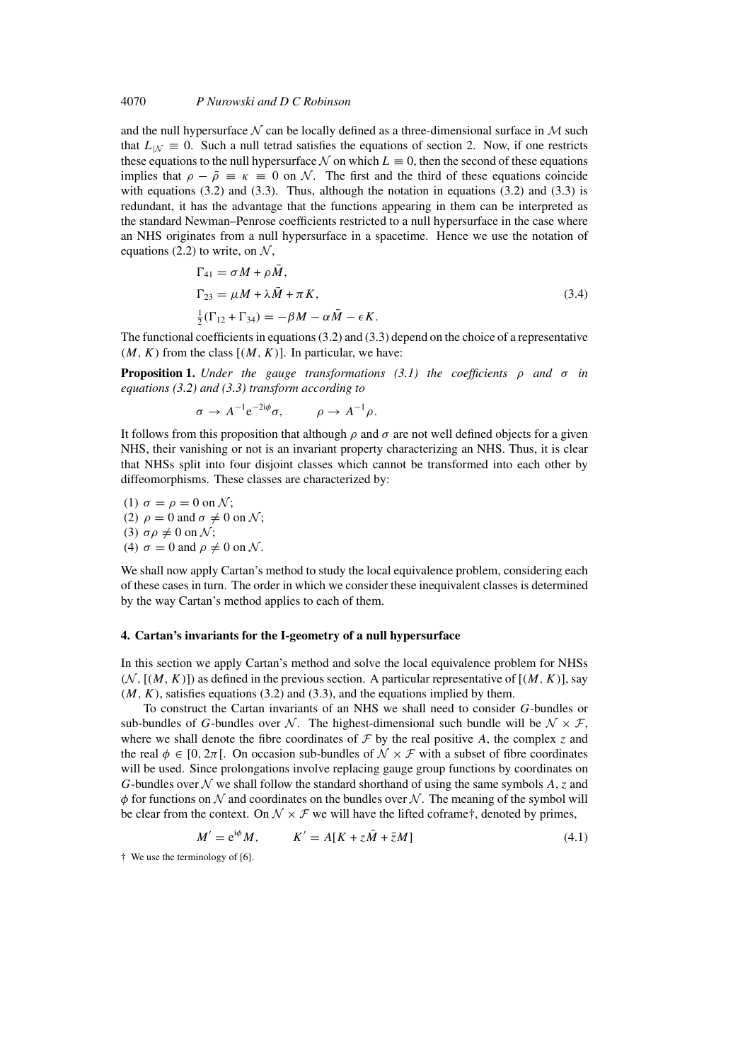and the null hypersurface $\mathcal{N}$ can be locally defined as a three-dimensional surface in $\mathcal{M}$ such that $L_{|\mathcal{N}} \equiv 0$. Such a null tetrad satisfies the equations of section 2. Now, if one restricts these equations to the null hypersurface $\mathcal{N}$ on which $L \equiv 0$, then the second of these equations implies that $\rho - \bar{\rho} \equiv \kappa \equiv 0$ on $\mathcal{N}$. The first and the third of these equations coincide with equations (3.2) and (3.3). Thus, although the notation in equations (3.2) and (3.3) is redundant, it has the advantage that the functions appearing in them can be interpreted as the standard Newman–Penrose coefficients restricted to a null hypersurface in the case where an NHS originates from a null hypersurface in a spacetime. Hence we use the notation of equations (2.2) to write, on $\mathcal{N}$,

$$
\begin{aligned}
&\Gamma_{41} = \sigma M + \rho \bar{M},\\
&\Gamma_{23} = \mu M + \lambda \bar{M} + \pi K,\\
&\tfrac{1}{2}(\Gamma_{12} + \Gamma_{34}) = -\beta M - \alpha \bar{M} - \epsilon K.
\end{aligned}
\tag{3.4}
$$

The functional coefficients in equations (3.2) and (3.3) depend on the choice of a representative $(M, K)$ from the class $[(M, K)]$. In particular, we have:

**Proposition 1.** *Under the gauge transformations (3.1) the coefficients $\rho$ and $\sigma$ in equations (3.2) and (3.3) transform according to*

$$
\sigma \to A^{-1} e^{-2i\phi} \sigma, \qquad \rho \to A^{-1} \rho.
$$

It follows from this proposition that although $\rho$ and $\sigma$ are not well defined objects for a given NHS, their vanishing or not is an invariant property characterizing an NHS. Thus, it is clear that NHSs split into four disjoint classes which cannot be transformed into each other by diffeomorphisms. These classes are characterized by:

(1) $\sigma = \rho = 0$ on $\mathcal{N}$;
(2) $\rho = 0$ and $\sigma \neq 0$ on $\mathcal{N}$;
(3) $\sigma\rho \neq 0$ on $\mathcal{N}$;
(4) $\sigma = 0$ and $\rho \neq 0$ on $\mathcal{N}$.

We shall now apply Cartan's method to study the local equivalence problem, considering each of these cases in turn. The order in which we consider these inequivalent classes is determined by the way Cartan's method applies to each of them.

## 4. Cartan's invariants for the I-geometry of a null hypersurface

In this section we apply Cartan's method and solve the local equivalence problem for NHSs $(\mathcal{N}, [(M, K)])$ as defined in the previous section. A particular representative of $[(M, K)]$, say $(M, K)$, satisfies equations (3.2) and (3.3), and the equations implied by them.

To construct the Cartan invariants of an NHS we shall need to consider $G$-bundles or sub-bundles of $G$-bundles over $\mathcal{N}$. The highest-dimensional such bundle will be $\mathcal{N} \times \mathcal{F}$, where we shall denote the fibre coordinates of $\mathcal{F}$ by the real positive $A$, the complex $z$ and the real $\phi \in [0, 2\pi[$. On occasion sub-bundles of $\mathcal{N} \times \mathcal{F}$ with a subset of fibre coordinates will be used. Since prolongations involve replacing gauge group functions by coordinates on $G$-bundles over $\mathcal{N}$ we shall follow the standard shorthand of using the same symbols $A$, $z$ and $\phi$ for functions on $\mathcal{N}$ and coordinates on the bundles over $\mathcal{N}$. The meaning of the symbol will be clear from the context. On $\mathcal{N} \times \mathcal{F}$ we will have the lifted coframe†, denoted by primes,

$$
M' = e^{i\phi} M, \qquad K' = A[K + z\bar{M} + \bar{z}M] \tag{4.1}
$$

† We use the terminology of [6].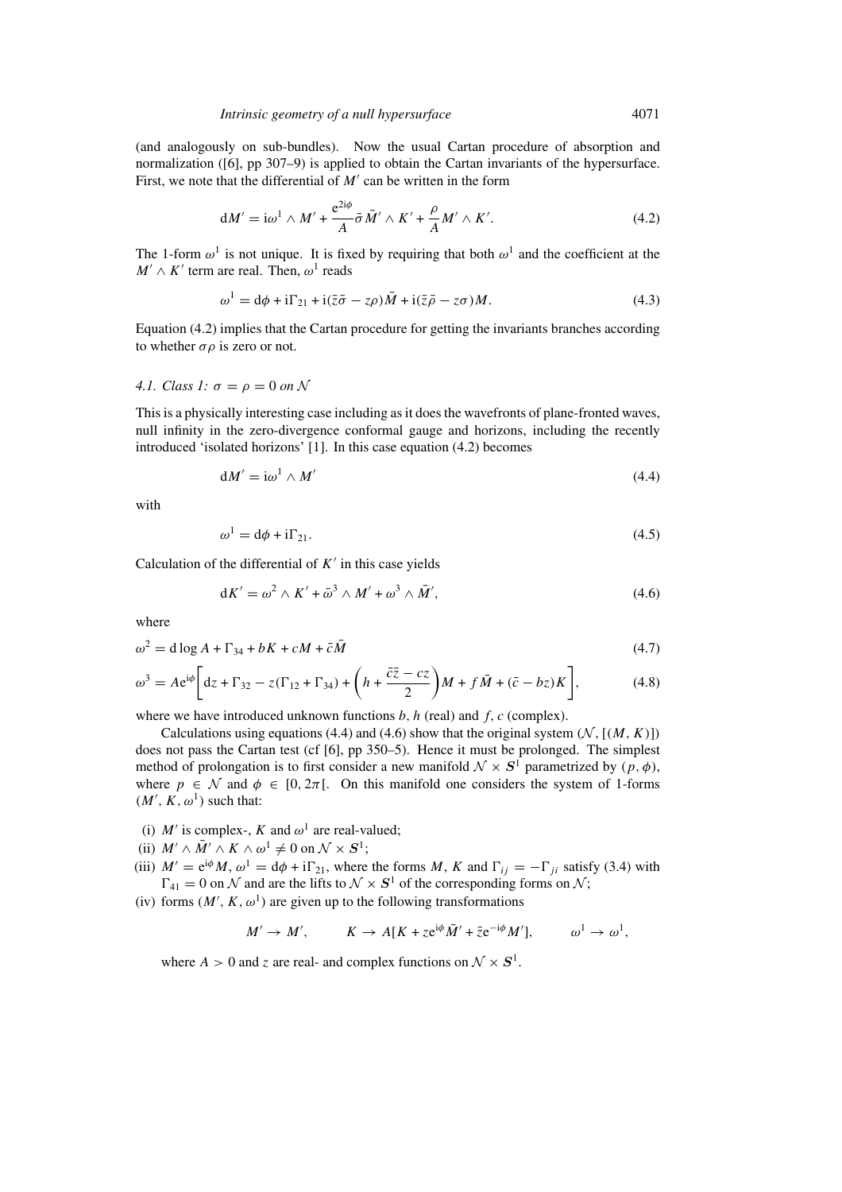(and analogously on sub-bundles). Now the usual Cartan procedure of absorption and normalization ([6], pp 307–9) is applied to obtain the Cartan invariants of the hypersurface. First, we note that the differential of $M'$ can be written in the form

$$\mathrm{d}M' = \mathrm{i}\omega^1 \wedge M' + \frac{\mathrm{e}^{2\mathrm{i}\phi}}{A}\bar{\sigma}\bar{M}' \wedge K' + \frac{\rho}{A} M' \wedge K'. \tag{4.2}$$

The 1-form $\omega^1$ is not unique. It is fixed by requiring that both $\omega^1$ and the coefficient at the $M' \wedge K'$ term are real. Then, $\omega^1$ reads

$$\omega^1 = \mathrm{d}\phi + \mathrm{i}\Gamma_{21} + \mathrm{i}(\bar{z}\bar{\sigma} - z\rho)\bar{M} + \mathrm{i}(\bar{z}\bar{\rho} - z\sigma)M. \tag{4.3}$$

Equation (4.2) implies that the Cartan procedure for getting the invariants branches according to whether $\sigma\rho$ is zero or not.

### 4.1. *Class 1: $\sigma = \rho = 0$ on $\mathcal{N}$*

This is a physically interesting case including as it does the wavefronts of plane-fronted waves, null infinity in the zero-divergence conformal gauge and horizons, including the recently introduced 'isolated horizons' [1]. In this case equation (4.2) becomes

$$\mathrm{d}M' = \mathrm{i}\omega^1 \wedge M' \tag{4.4}$$

with

$$\omega^1 = \mathrm{d}\phi + \mathrm{i}\Gamma_{21}. \tag{4.5}$$

Calculation of the differential of $K'$ in this case yields

$$\mathrm{d}K' = \omega^2 \wedge K' + \bar{\omega}^3 \wedge M' + \omega^3 \wedge \bar{M}', \tag{4.6}$$

where

$$\omega^2 = \mathrm{d}\log A + \Gamma_{34} + bK + cM + \bar{c}\bar{M} \tag{4.7}$$

$$\omega^3 = A\mathrm{e}^{\mathrm{i}\phi}\left[\mathrm{d}z + \Gamma_{32} - z(\Gamma_{12} + \Gamma_{34}) + \left(h + \frac{\bar{c}\bar{z} - cz}{2}\right)M + f\bar{M} + (\bar{c} - bz)K\right], \tag{4.8}$$

where we have introduced unknown functions $b$, $h$ (real) and $f$, $c$ (complex).

Calculations using equations (4.4) and (4.6) show that the original system $(\mathcal{N}, [(M, K)])$ does not pass the Cartan test (cf [6], pp 350–5). Hence it must be prolonged. The simplest method of prolongation is to first consider a new manifold $\mathcal{N} \times \boldsymbol{S}^1$ parametrized by $(p, \phi)$, where $p \in \mathcal{N}$ and $\phi \in [0, 2\pi[$. On this manifold one considers the system of 1-forms $(M', K, \omega^1)$ such that:

(i) $M'$ is complex-, $K$ and $\omega^1$ are real-valued;
(ii) $M' \wedge \bar{M}' \wedge K \wedge \omega^1 \neq 0$ on $\mathcal{N} \times \boldsymbol{S}^1$;
(iii) $M' = \mathrm{e}^{\mathrm{i}\phi}M$, $\omega^1 = \mathrm{d}\phi + \mathrm{i}\Gamma_{21}$, where the forms $M$, $K$ and $\Gamma_{ij} = -\Gamma_{ji}$ satisfy (3.4) with $\Gamma_{41} = 0$ on $\mathcal{N}$ and are the lifts to $\mathcal{N} \times \boldsymbol{S}^1$ of the corresponding forms on $\mathcal{N}$;
(iv) forms $(M', K, \omega^1)$ are given up to the following transformations

$$M' \to M', \qquad K \to A[K + z\mathrm{e}^{\mathrm{i}\phi}\bar{M}' + \bar{z}\mathrm{e}^{-\mathrm{i}\phi}M'], \qquad \omega^1 \to \omega^1,$$

where $A > 0$ and $z$ are real- and complex functions on $\mathcal{N} \times \boldsymbol{S}^1$.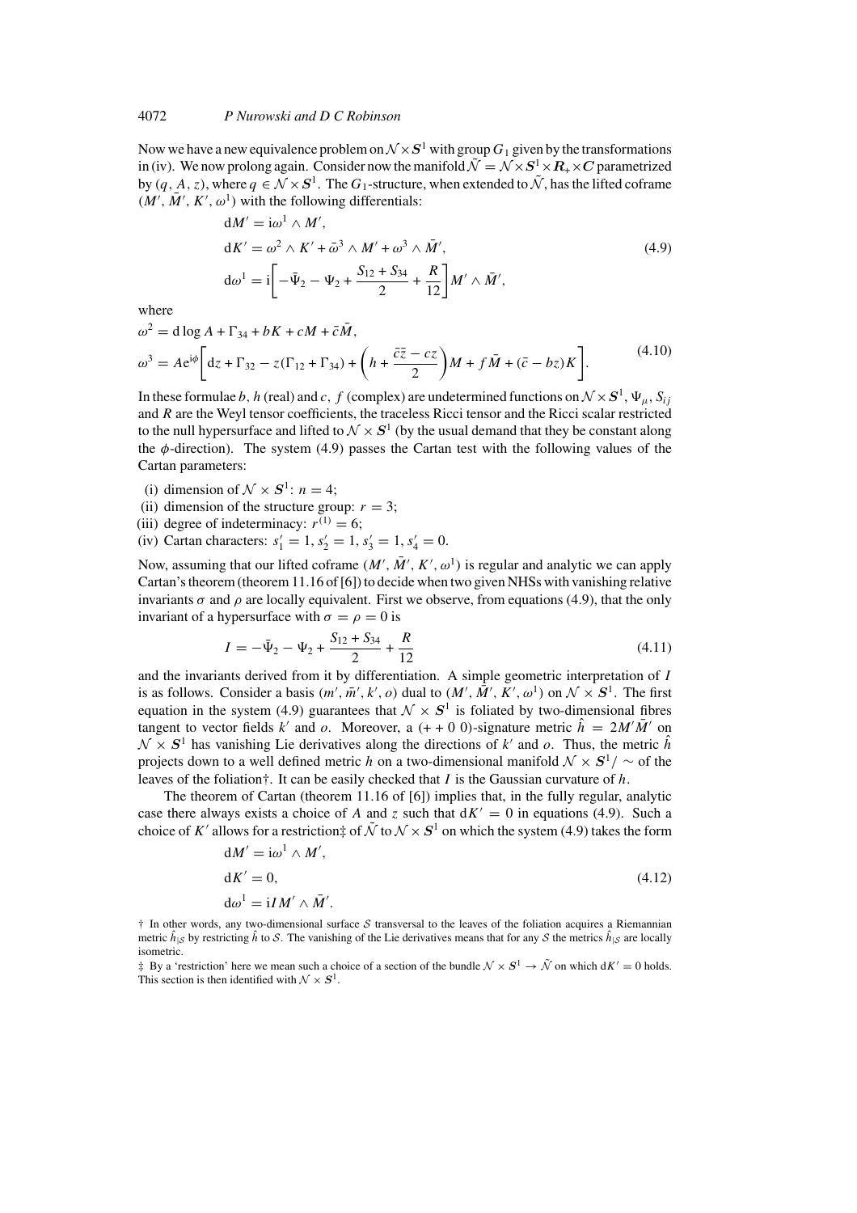Now we have a new equivalence problem on $\mathcal{N}\times \boldsymbol{S}^1$ with group $G_1$ given by the transformations in (iv). We now prolong again. Consider now the manifold $\tilde{\mathcal{N}} = \mathcal{N}\times \boldsymbol{S}^1\times \boldsymbol{R}_+\times \boldsymbol{C}$ parametrized by $(q, A, z)$, where $q \in \mathcal{N}\times \boldsymbol{S}^1$. The $G_1$-structure, when extended to $\tilde{\mathcal{N}}$, has the lifted coframe $(M', \bar{M}', K', \omega^1)$ with the following differentials:

$$
\begin{aligned}
\mathrm{d}M' &= \mathrm{i}\omega^1 \wedge M',\\
\mathrm{d}K' &= \omega^2 \wedge K' + \bar{\omega}^3 \wedge M' + \omega^3 \wedge \bar{M}',\\
\mathrm{d}\omega^1 &= \mathrm{i}\left[-\bar{\Psi}_2 - \Psi_2 + \frac{S_{12}+S_{34}}{2} + \frac{R}{12}\right] M' \wedge \bar{M}',
\end{aligned}
\tag{4.9}
$$

where

$$
\begin{aligned}
\omega^2 &= \mathrm{d}\log A + \Gamma_{34} + bK + cM + \bar{c}\bar{M},\\
\omega^3 &= A\mathrm{e}^{\mathrm{i}\phi}\left[\mathrm{d}z + \Gamma_{32} - z(\Gamma_{12}+\Gamma_{34}) + \left(h + \frac{\bar{c}\bar{z} - cz}{2}\right)M + f\bar{M} + (\bar{c} - bz)K\right].
\end{aligned}
\tag{4.10}
$$

In these formulae $b$, $h$ (real) and $c$, $f$ (complex) are undetermined functions on $\mathcal{N}\times \boldsymbol{S}^1$, $\Psi_\mu$, $S_{ij}$ and $R$ are the Weyl tensor coefficients, the traceless Ricci tensor and the Ricci scalar restricted to the null hypersurface and lifted to $\mathcal{N}\times \boldsymbol{S}^1$ (by the usual demand that they be constant along the $\phi$-direction). The system (4.9) passes the Cartan test with the following values of the Cartan parameters:

(i) dimension of $\mathcal{N}\times \boldsymbol{S}^1$: $n = 4$;
(ii) dimension of the structure group: $r = 3$;
(iii) degree of indeterminacy: $r^{(1)} = 6$;
(iv) Cartan characters: $s'_1 = 1, s'_2 = 1, s'_3 = 1, s'_4 = 0$.

Now, assuming that our lifted coframe $(M', \bar{M}', K', \omega^1)$ is regular and analytic we can apply Cartan's theorem (theorem 11.16 of [6]) to decide when two given NHSs with vanishing relative invariants $\sigma$ and $\rho$ are locally equivalent. First we observe, from equations (4.9), that the only invariant of a hypersurface with $\sigma = \rho = 0$ is

$$
I = -\bar{\Psi}_2 - \Psi_2 + \frac{S_{12}+S_{34}}{2} + \frac{R}{12}
\tag{4.11}
$$

and the invariants derived from it by differentiation. A simple geometric interpretation of $I$ is as follows. Consider a basis $(m', \bar{m}', k', o)$ dual to $(M', \bar{M}', K', \omega^1)$ on $\mathcal{N}\times \boldsymbol{S}^1$. The first equation in the system (4.9) guarantees that $\mathcal{N}\times \boldsymbol{S}^1$ is foliated by two-dimensional fibres tangent to vector fields $k'$ and $o$. Moreover, a $(+\,+\,0\,0)$-signature metric $\hat{h} = 2M'\bar{M}'$ on $\mathcal{N}\times \boldsymbol{S}^1$ has vanishing Lie derivatives along the directions of $k'$ and $o$. Thus, the metric $\hat{h}$ projects down to a well defined metric $h$ on a two-dimensional manifold $\mathcal{N}\times \boldsymbol{S}^1/\sim$ of the leaves of the foliation†. It can be easily checked that $I$ is the Gaussian curvature of $h$.

The theorem of Cartan (theorem 11.16 of [6]) implies that, in the fully regular, analytic case there always exists a choice of $A$ and $z$ such that $\mathrm{d}K' = 0$ in equations (4.9). Such a choice of $K'$ allows for a restriction‡ of $\tilde{\mathcal{N}}$ to $\mathcal{N}\times \boldsymbol{S}^1$ on which the system (4.9) takes the form

$$
\begin{aligned}
\mathrm{d}M' &= \mathrm{i}\omega^1 \wedge M',\\
\mathrm{d}K' &= 0,\\
\mathrm{d}\omega^1 &= \mathrm{i}IM' \wedge \bar{M}'.
\end{aligned}
\tag{4.12}
$$

† In other words, any two-dimensional surface $\mathcal{S}$ transversal to the leaves of the foliation acquires a Riemannian metric $\hat{h}_{|\mathcal{S}}$ by restricting $\hat{h}$ to $\mathcal{S}$. The vanishing of the Lie derivatives means that for any $\mathcal{S}$ the metrics $\hat{h}_{|\mathcal{S}}$ are locally isometric.

‡ By a 'restriction' here we mean such a choice of a section of the bundle $\mathcal{N}\times \boldsymbol{S}^1 \to \tilde{\mathcal{N}}$ on which $\mathrm{d}K' = 0$ holds. This section is then identified with $\mathcal{N}\times \boldsymbol{S}^1$.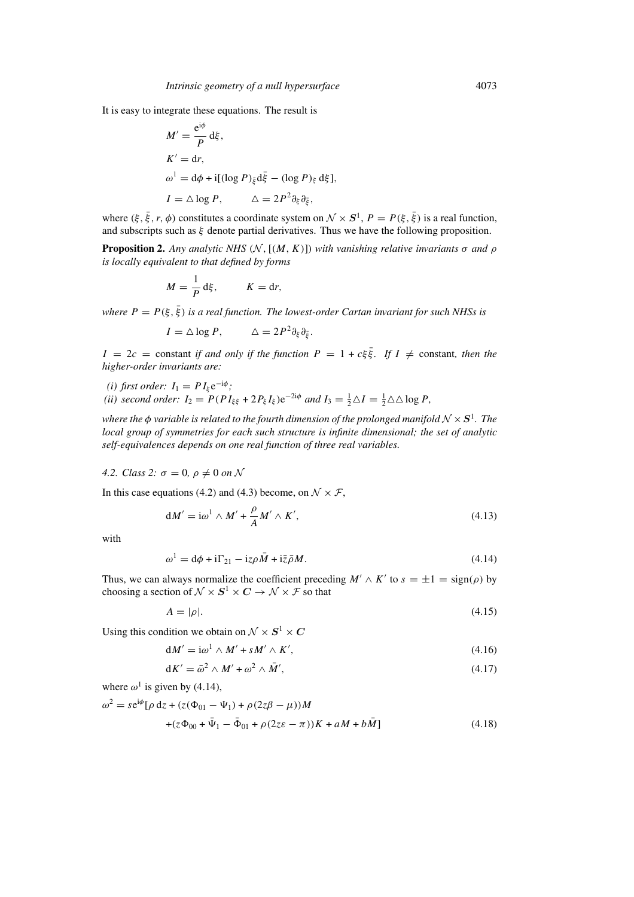It is easy to integrate these equations. The result is

$$M' = \frac{e^{i\phi}}{P}\, d\xi,$$

$$K' = dr,$$

$$\omega^1 = d\phi + i[(\log P)_{\bar{\xi}} d\bar{\xi} - (\log P)_{\xi}\, d\xi],$$

$$I = \triangle \log P, \qquad \triangle = 2P^2 \partial_\xi \partial_{\bar{\xi}},$$

where $(\xi, \bar{\xi}, r, \phi)$ constitutes a coordinate system on $\mathcal{N} \times \boldsymbol{S}^1$, $P = P(\xi, \bar{\xi})$ is a real function, and subscripts such as $\xi$ denote partial derivatives. Thus we have the following proposition.

**Proposition 2.** *Any analytic NHS $(\mathcal{N}, [(M, K)])$ with vanishing relative invariants $\sigma$ and $\rho$ is locally equivalent to that defined by forms*

$$M = \frac{1}{P}\, d\xi, \qquad K = dr,$$

*where $P = P(\xi, \bar{\xi})$ is a real function. The lowest-order Cartan invariant for such NHSs is*

$$I = \triangle \log P, \qquad \triangle = 2P^2 \partial_\xi \partial_{\bar{\xi}}.$$

*$I = 2c =$ constant if and only if the function $P = 1 + c\xi\bar{\xi}$. If $I \neq$ constant, then the higher-order invariants are:*

*(i) first order: $I_1 = P I_\xi e^{-i\phi}$;*
*(ii) second order: $I_2 = P(P I_{\xi\xi} + 2P_\xi I_\xi) e^{-2i\phi}$ and $I_3 = \frac{1}{2}\triangle I = \frac{1}{2}\triangle\triangle \log P$,*

*where the $\phi$ variable is related to the fourth dimension of the prolonged manifold $\mathcal{N} \times \boldsymbol{S}^1$. The local group of symmetries for each such structure is infinite dimensional; the set of analytic self-equivalences depends on one real function of three real variables.*

### *4.2. Class 2: $\sigma = 0$, $\rho \neq 0$ on $\mathcal{N}$*

In this case equations (4.2) and (4.3) become, on $\mathcal{N} \times \mathcal{F}$,

$$dM' = i\omega^1 \wedge M' + \frac{\rho}{A} M' \wedge K', \tag{4.13}$$

with

$$\omega^1 = d\phi + i\Gamma_{21} - iz\rho\bar{M} + i\bar{z}\bar{\rho}M. \tag{4.14}$$

Thus, we can always normalize the coefficient preceding $M' \wedge K'$ to $s = \pm 1 = \mathrm{sign}(\rho)$ by choosing a section of $\mathcal{N} \times \boldsymbol{S}^1 \times \boldsymbol{C} \to \mathcal{N} \times \mathcal{F}$ so that

$$A = |\rho|. \tag{4.15}$$

Using this condition we obtain on $\mathcal{N} \times \boldsymbol{S}^1 \times \boldsymbol{C}$

$$dM' = i\omega^1 \wedge M' + sM' \wedge K', \tag{4.16}$$

$$dK' = \bar{\omega}^2 \wedge M' + \omega^2 \wedge \bar{M}', \tag{4.17}$$

where $\omega^1$ is given by (4.14),

$$\omega^2 = s e^{i\phi}[\rho\, dz + (z(\Phi_{01} - \Psi_1) + \rho(2z\beta - \mu))M + (z\Phi_{00} + \bar{\Psi}_1 - \bar{\Phi}_{01} + \rho(2z\varepsilon - \pi))K + aM + b\bar{M}] \tag{4.18}$$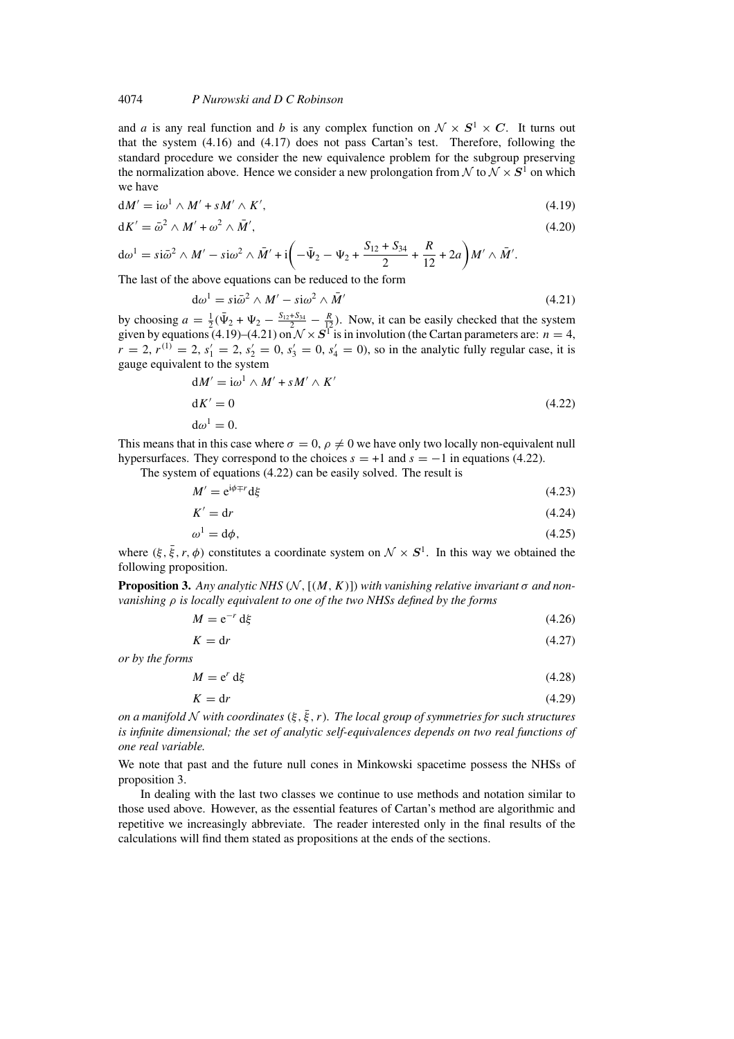and $a$ is any real function and $b$ is any complex function on $\mathcal{N} \times \boldsymbol{S}^1 \times \boldsymbol{C}$. It turns out that the system (4.16) and (4.17) does not pass Cartan's test. Therefore, following the standard procedure we consider the new equivalence problem for the subgroup preserving the normalization above. Hence we consider a new prolongation from $\mathcal{N}$ to $\mathcal{N} \times \boldsymbol{S}^1$ on which we have

$$\mathrm{d}M' = \mathrm{i}\omega^1 \wedge M' + sM' \wedge K', \tag{4.19}$$

$$\mathrm{d}K' = \bar{\omega}^2 \wedge M' + \omega^2 \wedge \bar{M}', \tag{4.20}$$

$$\mathrm{d}\omega^1 = s\mathrm{i}\bar{\omega}^2 \wedge M' - s\mathrm{i}\omega^2 \wedge \bar{M}' + \mathrm{i}\left(-\bar{\Psi}_2 - \Psi_2 + \frac{S_{12} + S_{34}}{2} + \frac{R}{12} + 2a\right) M' \wedge \bar{M}'.$$

The last of the above equations can be reduced to the form

$$\mathrm{d}\omega^1 = s\mathrm{i}\bar{\omega}^2 \wedge M' - s\mathrm{i}\omega^2 \wedge \bar{M}' \tag{4.21}$$

by choosing $a = \frac{1}{2}(\bar{\Psi}_2 + \Psi_2 - \frac{S_{12}+S_{34}}{2} - \frac{R}{12})$. Now, it can be easily checked that the system given by equations (4.19)–(4.21) on $\mathcal{N} \times \boldsymbol{S}^1$ is in involution (the Cartan parameters are: $n = 4$, $r = 2$, $r^{(1)} = 2$, $s'_1 = 2$, $s'_2 = 0$, $s'_3 = 0$, $s'_4 = 0$), so in the analytic fully regular case, it is gauge equivalent to the system

$$\begin{aligned}
&\mathrm{d}M' = \mathrm{i}\omega^1 \wedge M' + sM' \wedge K' \\
&\mathrm{d}K' = 0 \\
&\mathrm{d}\omega^1 = 0.
\end{aligned} \tag{4.22}$$

This means that in this case where $\sigma = 0$, $\rho \neq 0$ we have only two locally non-equivalent null hypersurfaces. They correspond to the choices $s = +1$ and $s = -1$ in equations (4.22).

The system of equations (4.22) can be easily solved. The result is

$$M' = \mathrm{e}^{\mathrm{i}\phi \mp r}\mathrm{d}\xi \tag{4.23}$$

$$K' = \mathrm{d}r \tag{4.24}$$

$$\omega^1 = \mathrm{d}\phi, \tag{4.25}$$

where $(\xi, \bar{\xi}, r, \phi)$ constitutes a coordinate system on $\mathcal{N} \times \boldsymbol{S}^1$. In this way we obtained the following proposition.

**Proposition 3.** *Any analytic NHS* $(\mathcal{N}, [(M, K)])$ *with vanishing relative invariant* $\sigma$ *and non-vanishing* $\rho$ *is locally equivalent to one of the two NHSs defined by the forms*

$$M = \mathrm{e}^{-r}\,\mathrm{d}\xi \tag{4.26}$$

$$K = \mathrm{d}r \tag{4.27}$$

*or by the forms*

$$M = \mathrm{e}^{r}\,\mathrm{d}\xi \tag{4.28}$$

$$K = \mathrm{d}r \tag{4.29}$$

*on a manifold* $\mathcal{N}$ *with coordinates* $(\xi, \bar{\xi}, r)$. *The local group of symmetries for such structures is infinite dimensional; the set of analytic self-equivalences depends on two real functions of one real variable.*

We note that past and the future null cones in Minkowski spacetime possess the NHSs of proposition 3.

In dealing with the last two classes we continue to use methods and notation similar to those used above. However, as the essential features of Cartan's method are algorithmic and repetitive we increasingly abbreviate. The reader interested only in the final results of the calculations will find them stated as propositions at the ends of the sections.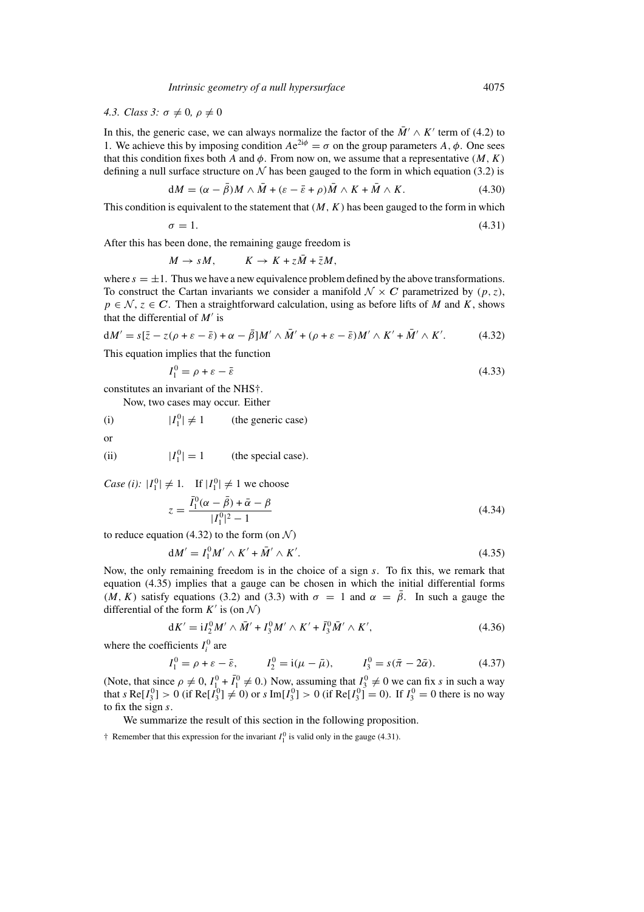### 4.3. Class 3: $\sigma \neq 0$, $\rho \neq 0$

In this, the generic case, we can always normalize the factor of the $\bar{M}' \wedge K'$ term of (4.2) to 1. We achieve this by imposing condition $A\mathrm{e}^{2\mathrm{i}\phi} = \sigma$ on the group parameters $A, \phi$. One sees that this condition fixes both $A$ and $\phi$. From now on, we assume that a representative $(M, K)$ defining a null surface structure on $\mathcal{N}$ has been gauged to the form in which equation (3.2) is

$$\mathrm{d}M = (\alpha - \bar{\beta})M \wedge \bar{M} + (\varepsilon - \bar{\varepsilon} + \rho)\bar{M} \wedge K + \bar{M} \wedge K. \tag{4.30}$$

This condition is equivalent to the statement that $(M, K)$ has been gauged to the form in which

$$\sigma = 1. \tag{4.31}$$

After this has been done, the remaining gauge freedom is

$$M \to sM, \qquad K \to K + z\bar{M} + \bar{z}M,$$

where $s = \pm 1$. Thus we have a new equivalence problem defined by the above transformations. To construct the Cartan invariants we consider a manifold $\mathcal{N} \times \boldsymbol{C}$ parametrized by $(p, z)$, $p \in \mathcal{N}$, $z \in \boldsymbol{C}$. Then a straightforward calculation, using as before lifts of $M$ and $K$, shows that the differential of $M'$ is

$$\mathrm{d}M' = s[\bar{z} - z(\rho + \varepsilon - \bar{\varepsilon}) + \alpha - \bar{\beta}]M' \wedge \bar{M}' + (\rho + \varepsilon - \bar{\varepsilon})M' \wedge K' + \bar{M}' \wedge K'. \tag{4.32}$$

This equation implies that the function

$$I_1^0 = \rho + \varepsilon - \bar{\varepsilon} \tag{4.33}$$

constitutes an invariant of the NHS†.

Now, two cases may occur. Either

(i) $\quad |I_1^0| \neq 1 \quad$ (the generic case)

or

(ii) $\quad |I_1^0| = 1 \quad$ (the special case).

*Case (i): $|I_1^0| \neq 1$.* If $|I_1^0| \neq 1$ we choose

$$z = \frac{\bar{I}_1^0(\alpha - \bar{\beta}) + \bar{\alpha} - \beta}{|I_1^0|^2 - 1} \tag{4.34}$$

to reduce equation (4.32) to the form (on $\mathcal{N}$)

$$\mathrm{d}M' = I_1^0 M' \wedge K' + \bar{M}' \wedge K'. \tag{4.35}$$

Now, the only remaining freedom is in the choice of a sign $s$. To fix this, we remark that equation (4.35) implies that a gauge can be chosen in which the initial differential forms $(M, K)$ satisfy equations (3.2) and (3.3) with $\sigma = 1$ and $\alpha = \bar{\beta}$. In such a gauge the differential of the form $K'$ is (on $\mathcal{N}$)

$$\mathrm{d}K' = \mathrm{i}I_2^0 M' \wedge \bar{M}' + I_3^0 M' \wedge K' + \bar{I}_3^0 \bar{M}' \wedge K', \tag{4.36}$$

where the coefficients $I_i^0$ are

$$I_1^0 = \rho + \varepsilon - \bar{\varepsilon}, \qquad I_2^0 = \mathrm{i}(\mu - \bar{\mu}), \qquad I_3^0 = s(\bar{\pi} - 2\bar{\alpha}). \tag{4.37}$$

(Note, that since $\rho \neq 0$, $I_1^0 + \bar{I}_1^0 \neq 0$.) Now, assuming that $I_3^0 \neq 0$ we can fix $s$ in such a way that $s\,\mathrm{Re}[I_3^0] > 0$ (if $\mathrm{Re}[I_3^0] \neq 0$) or $s\,\mathrm{Im}[I_3^0] > 0$ (if $\mathrm{Re}[I_3^0] = 0$). If $I_3^0 = 0$ there is no way to fix the sign $s$.

We summarize the result of this section in the following proposition.

† Remember that this expression for the invariant $I_1^0$ is valid only in the gauge (4.31).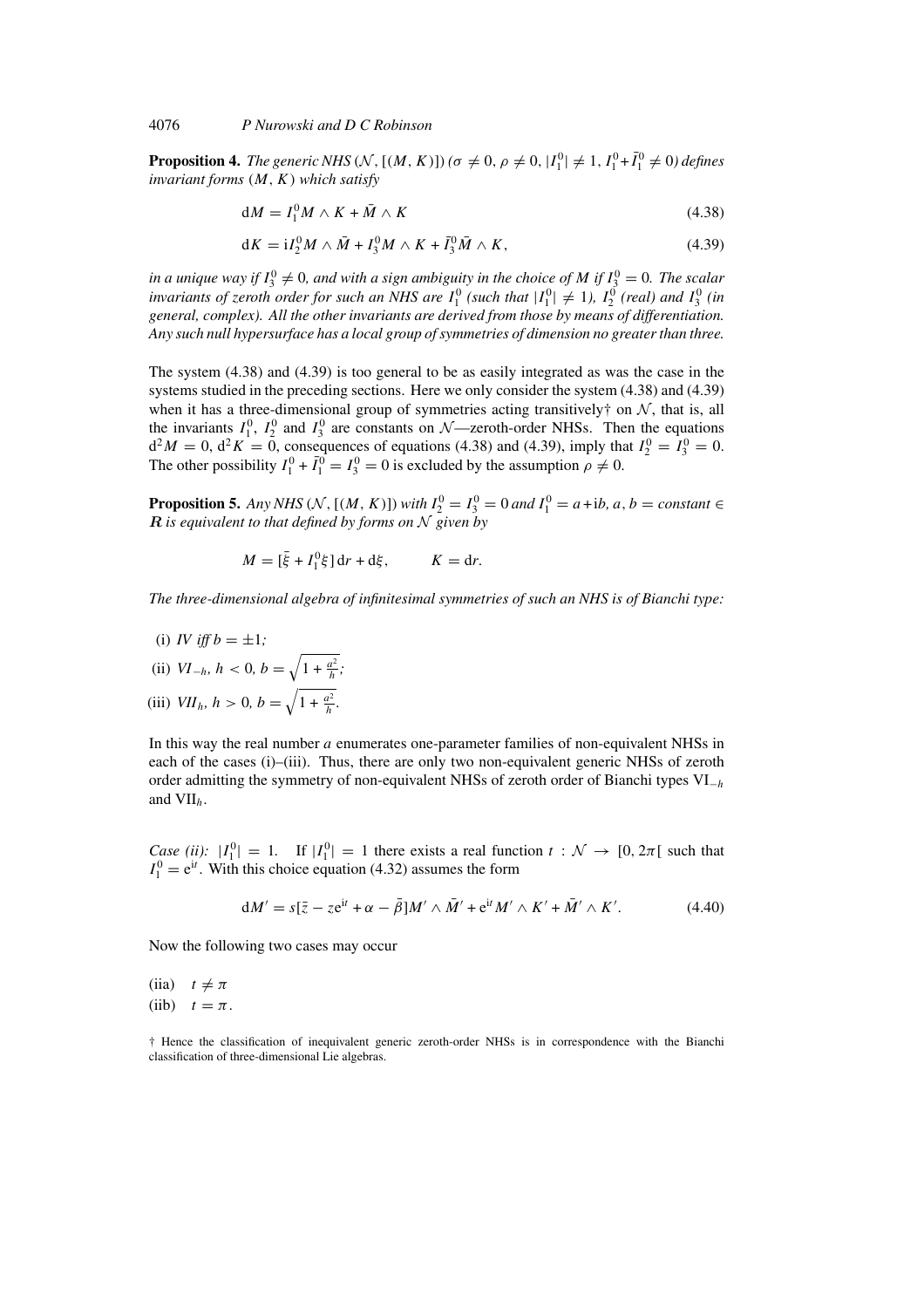**Proposition 4.** *The generic NHS* $(\mathcal{N}, [(M, K)])$ $(\sigma \neq 0, \rho \neq 0, |I_1^0| \neq 1, I_1^0 + \bar{I}_1^0 \neq 0)$ *defines invariant forms* $(M, K)$ *which satisfy*

$$\mathrm{d}M = I_1^0 M \wedge K + \bar{M} \wedge K \tag{4.38}$$

$$\mathrm{d}K = \mathrm{i}I_2^0 M \wedge \bar{M} + I_3^0 M \wedge K + \bar{I}_3^0 \bar{M} \wedge K, \tag{4.39}$$

*in a unique way if* $I_3^0 \neq 0$, *and with a sign ambiguity in the choice of* $M$ *if* $I_3^0 = 0$. *The scalar invariants of zeroth order for such an NHS are* $I_1^0$ *(such that* $|I_1^0| \neq 1$*),* $I_2^0$ *(real) and* $I_3^0$ *(in general, complex). All the other invariants are derived from those by means of differentiation. Any such null hypersurface has a local group of symmetries of dimension no greater than three.*

The system (4.38) and (4.39) is too general to be as easily integrated as was the case in the systems studied in the preceding sections. Here we only consider the system (4.38) and (4.39) when it has a three-dimensional group of symmetries acting transitively† on $\mathcal{N}$, that is, all the invariants $I_1^0$, $I_2^0$ and $I_3^0$ are constants on $\mathcal{N}$—zeroth-order NHSs. Then the equations $\mathrm{d}^2M = 0$, $\mathrm{d}^2K = 0$, consequences of equations (4.38) and (4.39), imply that $I_2^0 = I_3^0 = 0$. The other possibility $I_1^0 + \bar{I}_1^0 = I_3^0 = 0$ is excluded by the assumption $\rho \neq 0$.

**Proposition 5.** *Any NHS* $(\mathcal{N}, [(M, K)])$ *with* $I_2^0 = I_3^0 = 0$ *and* $I_1^0 = a + \mathrm{i}b$, $a, b = \text{constant} \in \boldsymbol{R}$ *is equivalent to that defined by forms on* $\mathcal{N}$ *given by*

$$M = [\bar{\xi} + I_1^0 \xi]\,\mathrm{d}r + \mathrm{d}\xi, \qquad K = \mathrm{d}r.$$

*The three-dimensional algebra of infinitesimal symmetries of such an NHS is of Bianchi type:*

(i) *IV iff* $b = \pm 1$*;*

(ii) $VI_{-h}$, $h < 0$, $b = \sqrt{1 + \frac{a^2}{h}}$*;*

(iii) $VII_h$, $h > 0$, $b = \sqrt{1 + \frac{a^2}{h}}$.

In this way the real number $a$ enumerates one-parameter families of non-equivalent NHSs in each of the cases (i)–(iii). Thus, there are only two non-equivalent generic NHSs of zeroth order admitting the symmetry of non-equivalent NHSs of zeroth order of Bianchi types $\mathrm{VI}_{-h}$ and $\mathrm{VII}_h$.

*Case (ii):* $|I_1^0| = 1$. If $|I_1^0| = 1$ there exists a real function $t : \mathcal{N} \to [0, 2\pi[$ such that $I_1^0 = \mathrm{e}^{\mathrm{i}t}$. With this choice equation (4.32) assumes the form

$$\mathrm{d}M' = s[\bar{z} - z\mathrm{e}^{\mathrm{i}t} + \alpha - \bar{\beta}]M' \wedge \bar{M}' + \mathrm{e}^{\mathrm{i}t} M' \wedge K' + \bar{M}' \wedge K'. \tag{4.40}$$

Now the following two cases may occur

(iia) $t \neq \pi$

(iib) $t = \pi$.

† Hence the classification of inequivalent generic zeroth-order NHSs is in correspondence with the Bianchi classification of three-dimensional Lie algebras.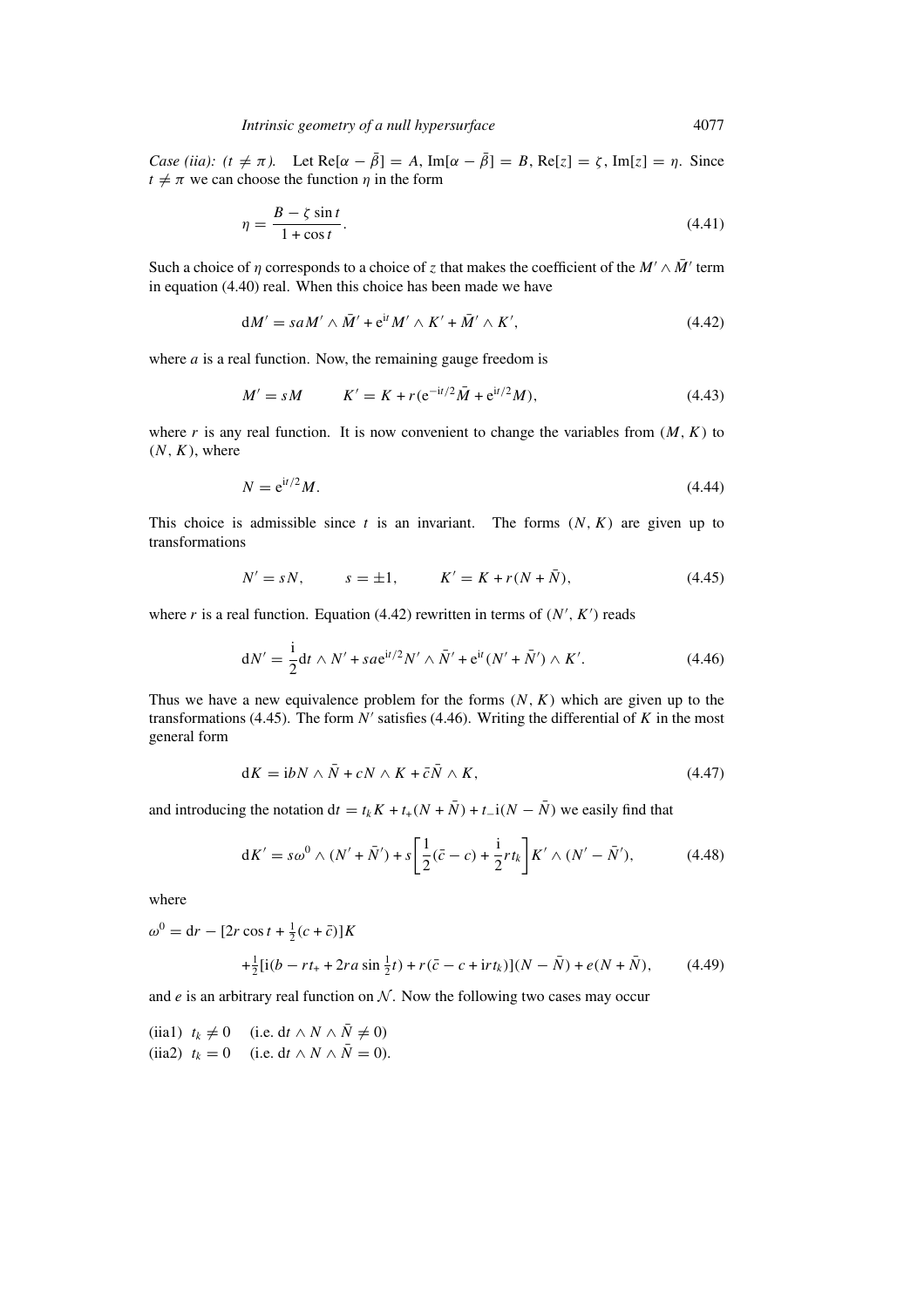*Case (iia): ($t \neq \pi$).* Let $\mathrm{Re}[\alpha - \bar{\beta}] = A$, $\mathrm{Im}[\alpha - \bar{\beta}] = B$, $\mathrm{Re}[z] = \zeta$, $\mathrm{Im}[z] = \eta$. Since $t \neq \pi$ we can choose the function $\eta$ in the form

$$\eta = \frac{B - \zeta \sin t}{1 + \cos t}. \tag{4.41}$$

Such a choice of $\eta$ corresponds to a choice of $z$ that makes the coefficient of the $M' \wedge \bar{M}'$ term in equation (4.40) real. When this choice has been made we have

$$\mathrm{d}M' = saM' \wedge \bar{M}' + \mathrm{e}^{\mathrm{i}t} M' \wedge K' + \bar{M}' \wedge K', \tag{4.42}$$

where $a$ is a real function. Now, the remaining gauge freedom is

$$M' = sM \qquad K' = K + r(\mathrm{e}^{-\mathrm{i}t/2}\bar{M} + \mathrm{e}^{\mathrm{i}t/2}M), \tag{4.43}$$

where $r$ is any real function. It is now convenient to change the variables from $(M, K)$ to $(N, K)$, where

$$N = \mathrm{e}^{\mathrm{i}t/2}M. \tag{4.44}$$

This choice is admissible since $t$ is an invariant. The forms $(N, K)$ are given up to transformations

$$N' = sN, \qquad s = \pm 1, \qquad K' = K + r(N + \bar{N}), \tag{4.45}$$

where $r$ is a real function. Equation (4.42) rewritten in terms of $(N', K')$ reads

$$\mathrm{d}N' = \frac{\mathrm{i}}{2}\mathrm{d}t \wedge N' + sa\mathrm{e}^{\mathrm{i}t/2} N' \wedge \bar{N}' + \mathrm{e}^{\mathrm{i}t}(N' + \bar{N}') \wedge K'. \tag{4.46}$$

Thus we have a new equivalence problem for the forms $(N, K)$ which are given up to the transformations (4.45). The form $N'$ satisfies (4.46). Writing the differential of $K$ in the most general form

$$\mathrm{d}K = \mathrm{i}bN \wedge \bar{N} + cN \wedge K + \bar{c}\bar{N} \wedge K, \tag{4.47}$$

and introducing the notation $\mathrm{d}t = t_k K + t_+(N + \bar{N}) + t_-\mathrm{i}(N - \bar{N})$ we easily find that

$$\mathrm{d}K' = s\omega^0 \wedge (N' + \bar{N}') + s\left[\frac{1}{2}(\bar{c} - c) + \frac{\mathrm{i}}{2}rt_k\right]K' \wedge (N' - \bar{N}'), \tag{4.48}$$

where

$$\begin{aligned}\omega^0 = {} & \mathrm{d}r - [2r\cos t + \tfrac{1}{2}(c + \bar{c})]K \\ & + \tfrac{1}{2}[\mathrm{i}(b - rt_+ + 2ra\sin\tfrac{1}{2}t) + r(\bar{c} - c + \mathrm{i}rt_k)](N - \bar{N}) + e(N + \bar{N}),\end{aligned} \tag{4.49}$$

and $e$ is an arbitrary real function on $\mathcal{N}$. Now the following two cases may occur

(iia1) $t_k \neq 0$ (i.e. $\mathrm{d}t \wedge N \wedge \bar{N} \neq 0$)
(iia2) $t_k = 0$ (i.e. $\mathrm{d}t \wedge N \wedge \bar{N} = 0$).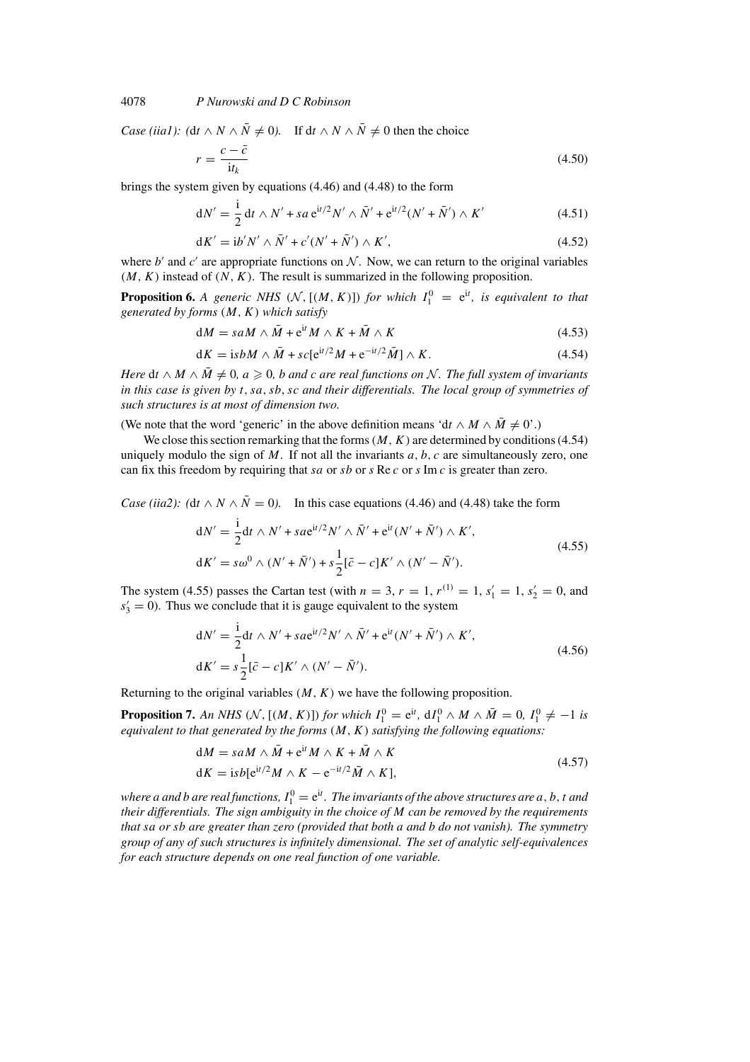*Case (iia1): ($\mathrm{d}t \wedge N \wedge \bar{N} \neq 0$).* If $\mathrm{d}t \wedge N \wedge \bar{N} \neq 0$ then the choice

$$r = \frac{c - \bar{c}}{\mathrm{i}t_k} \tag{4.50}$$

brings the system given by equations (4.46) and (4.48) to the form

$$\mathrm{d}N' = \frac{\mathrm{i}}{2}\,\mathrm{d}t \wedge N' + sa\,\mathrm{e}^{\mathrm{i}t/2} N' \wedge \bar{N}' + \mathrm{e}^{\mathrm{i}t/2}(N' + \bar{N}') \wedge K' \tag{4.51}$$

$$\mathrm{d}K' = \mathrm{i}b' N' \wedge \bar{N}' + c'(N' + \bar{N}') \wedge K', \tag{4.52}$$

where $b'$ and $c'$ are appropriate functions on $\mathcal{N}$. Now, we can return to the original variables $(M, K)$ instead of $(N, K)$. The result is summarized in the following proposition.

**Proposition 6.** *A generic NHS $(\mathcal{N}, [(M, K)])$ for which $I_1^0 = \mathrm{e}^{\mathrm{i}t}$, is equivalent to that generated by forms $(M, K)$ which satisfy*

$$\mathrm{d}M = saM \wedge \bar{M} + \mathrm{e}^{\mathrm{i}t} M \wedge K + \bar{M} \wedge K \tag{4.53}$$

$$\mathrm{d}K = \mathrm{i}sbM \wedge \bar{M} + sc[\mathrm{e}^{\mathrm{i}t/2}M + \mathrm{e}^{-\mathrm{i}t/2}\bar{M}] \wedge K. \tag{4.54}$$

*Here $\mathrm{d}t \wedge M \wedge \bar{M} \neq 0$, $a \geqslant 0$, $b$ and $c$ are real functions on $\mathcal{N}$. The full system of invariants in this case is given by $t$, $sa$, $sb$, $sc$ and their differentials. The local group of symmetries of such structures is at most of dimension two.*

(We note that the word 'generic' in the above definition means '$\mathrm{d}t \wedge M \wedge \bar{M} \neq 0$'.)

We close this section remarking that the forms $(M, K)$ are determined by conditions (4.54) uniquely modulo the sign of $M$. If not all the invariants $a, b, c$ are simultaneously zero, one can fix this freedom by requiring that $sa$ or $sb$ or $s\,\mathrm{Re}\,c$ or $s\,\mathrm{Im}\,c$ is greater than zero.

*Case (iia2): ($\mathrm{d}t \wedge N \wedge \bar{N} = 0$).* In this case equations (4.46) and (4.48) take the form

$$\begin{aligned}
\mathrm{d}N' &= \frac{\mathrm{i}}{2}\mathrm{d}t \wedge N' + sa\mathrm{e}^{\mathrm{i}t/2} N' \wedge \bar{N}' + \mathrm{e}^{\mathrm{i}t}(N' + \bar{N}') \wedge K', \\
\mathrm{d}K' &= s\omega^0 \wedge (N' + \bar{N}') + s\frac{1}{2}[\bar{c} - c]K' \wedge (N' - \bar{N}').
\end{aligned} \tag{4.55}$$

The system (4.55) passes the Cartan test (with $n = 3$, $r = 1$, $r^{(1)} = 1$, $s_1' = 1$, $s_2' = 0$, and $s_3' = 0$). Thus we conclude that it is gauge equivalent to the system

$$\begin{aligned}
\mathrm{d}N' &= \frac{\mathrm{i}}{2}\mathrm{d}t \wedge N' + sa\mathrm{e}^{\mathrm{i}t/2} N' \wedge \bar{N}' + \mathrm{e}^{\mathrm{i}t}(N' + \bar{N}') \wedge K', \\
\mathrm{d}K' &= s\frac{1}{2}[\bar{c} - c]K' \wedge (N' - \bar{N}').
\end{aligned} \tag{4.56}$$

Returning to the original variables $(M, K)$ we have the following proposition.

**Proposition 7.** *An NHS $(\mathcal{N}, [(M, K)])$ for which $I_1^0 = \mathrm{e}^{\mathrm{i}t}$, $\mathrm{d}I_1^0 \wedge M \wedge \bar{M} = 0$, $I_1^0 \neq -1$ is equivalent to that generated by the forms $(M, K)$ satisfying the following equations:*

$$\begin{aligned}
\mathrm{d}M &= saM \wedge \bar{M} + \mathrm{e}^{\mathrm{i}t} M \wedge K + \bar{M} \wedge K \\
\mathrm{d}K &= \mathrm{i}sb[\mathrm{e}^{\mathrm{i}t/2}M \wedge K - \mathrm{e}^{-\mathrm{i}t/2}\bar{M} \wedge K],
\end{aligned} \tag{4.57}$$

*where $a$ and $b$ are real functions, $I_1^0 = \mathrm{e}^{\mathrm{i}t}$. The invariants of the above structures are $a$, $b$, $t$ and their differentials. The sign ambiguity in the choice of $M$ can be removed by the requirements that $sa$ or $sb$ are greater than zero (provided that both $a$ and $b$ do not vanish). The symmetry group of any of such structures is infinitely dimensional. The set of analytic self-equivalences for each structure depends on one real function of one variable.*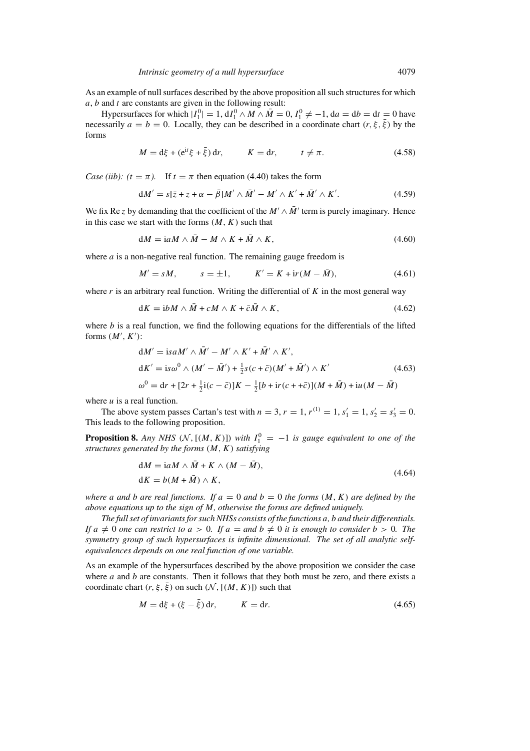As an example of null surfaces described by the above proposition all such structures for which $a$, $b$ and $t$ are constants are given in the following result:

Hypersurfaces for which $|I_1^0| = 1$, $\mathrm{d}I_1^0 \wedge M \wedge \bar{M} = 0$, $I_1^0 \neq -1$, $\mathrm{d}a = \mathrm{d}b = \mathrm{d}t = 0$ have necessarily $a = b = 0$. Locally, they can be described in a coordinate chart $(r, \xi, \bar{\xi})$ by the forms

$$M = \mathrm{d}\xi + (\mathrm{e}^{\mathrm{i}t}\xi + \bar{\xi})\,\mathrm{d}r, \qquad K = \mathrm{d}r, \qquad t \neq \pi. \tag{4.58}$$

*Case (iib): $(t = \pi)$.* If $t = \pi$ then equation (4.40) takes the form

$$\mathrm{d}M' = s[\bar{z} + z + \alpha - \bar{\beta}]M' \wedge \bar{M}' - M' \wedge K' + \bar{M}' \wedge K'. \tag{4.59}$$

We fix Re $z$ by demanding that the coefficient of the $M' \wedge \bar{M}'$ term is purely imaginary. Hence in this case we start with the forms $(M, K)$ such that

$$\mathrm{d}M = \mathrm{i}aM \wedge \bar{M} - M \wedge K + \bar{M} \wedge K, \tag{4.60}$$

where $a$ is a non-negative real function. The remaining gauge freedom is

$$M' = sM, \qquad s = \pm 1, \qquad K' = K + \mathrm{i}r(M - \bar{M}), \tag{4.61}$$

where $r$ is an arbitrary real function. Writing the differential of $K$ in the most general way

$$\mathrm{d}K = \mathrm{i}bM \wedge \bar{M} + cM \wedge K + \bar{c}\bar{M} \wedge K, \tag{4.62}$$

where $b$ is a real function, we find the following equations for the differentials of the lifted forms $(M', K')$:

$$\begin{aligned}
&\mathrm{d}M' = \mathrm{i}saM' \wedge \bar{M}' - M' \wedge K' + \bar{M}' \wedge K', \\
&\mathrm{d}K' = \mathrm{i}s\omega^0 \wedge (M' - \bar{M}') + \tfrac{1}{2}s(c + \bar{c})(M' + \bar{M}') \wedge K' \\
&\omega^0 = \mathrm{d}r + [2r + \tfrac{1}{2}\mathrm{i}(c - \bar{c})]K - \tfrac{1}{2}[b + \mathrm{i}r(c + +\bar{c})](M + \bar{M}) + \mathrm{i}u(M - \bar{M})
\end{aligned} \tag{4.63}$$

where $u$ is a real function.

The above system passes Cartan's test with $n = 3$, $r = 1$, $r^{(1)} = 1$, $s_1' = 1$, $s_2' = s_3' = 0$. This leads to the following proposition.

**Proposition 8.** *Any NHS $(\mathcal{N}, [(M, K)])$ with $I_1^0 = -1$ is gauge equivalent to one of the structures generated by the forms $(M, K)$ satisfying*

$$\begin{aligned}
&\mathrm{d}M = \mathrm{i}aM \wedge \bar{M} + K \wedge (M - \bar{M}), \\
&\mathrm{d}K = b(M + \bar{M}) \wedge K,
\end{aligned} \tag{4.64}$$

*where $a$ and $b$ are real functions. If $a = 0$ and $b = 0$ the forms $(M, K)$ are defined by the above equations up to the sign of $M$, otherwise the forms are defined uniquely.*

*The full set of invariants for such NHSs consists of the functions $a$, $b$ and their differentials. If $a \neq 0$ one can restrict to $a > 0$. If $a =$ and $b \neq 0$ it is enough to consider $b > 0$. The symmetry group of such hypersurfaces is infinite dimensional. The set of all analytic self-equivalences depends on one real function of one variable.*

As an example of the hypersurfaces described by the above proposition we consider the case where $a$ and $b$ are constants. Then it follows that they both must be zero, and there exists a coordinate chart $(r, \xi, \bar{\xi})$ on such $(\mathcal{N}, [(M, K)])$ such that

$$M = \mathrm{d}\xi + (\xi - \bar{\xi})\,\mathrm{d}r, \qquad K = \mathrm{d}r. \tag{4.65}$$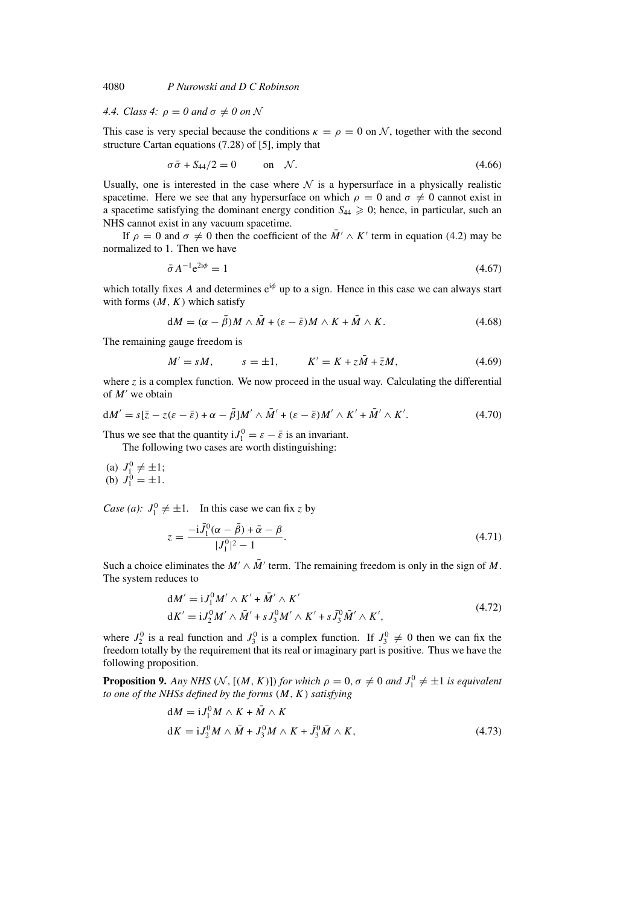### 4.4. Class 4: $\rho = 0$ and $\sigma \neq 0$ on $\mathcal{N}$

This case is very special because the conditions $\kappa = \rho = 0$ on $\mathcal{N}$, together with the second structure Cartan equations (7.28) of [5], imply that

$$\sigma\bar{\sigma} + S_{44}/2 = 0 \qquad \text{on} \quad \mathcal{N}. \tag{4.66}$$

Usually, one is interested in the case where $\mathcal{N}$ is a hypersurface in a physically realistic spacetime. Here we see that any hypersurface on which $\rho = 0$ and $\sigma \neq 0$ cannot exist in a spacetime satisfying the dominant energy condition $S_{44} \geqslant 0$; hence, in particular, such an NHS cannot exist in any vacuum spacetime.

If $\rho = 0$ and $\sigma \neq 0$ then the coefficient of the $\bar{M}' \wedge K'$ term in equation (4.2) may be normalized to 1. Then we have

$$\bar{\sigma} A^{-1} \mathrm{e}^{2\mathrm{i}\phi} = 1 \tag{4.67}$$

which totally fixes $A$ and determines $\mathrm{e}^{\mathrm{i}\phi}$ up to a sign. Hence in this case we can always start with forms $(M, K)$ which satisfy

$$\mathrm{d}M = (\alpha - \bar{\beta}) M \wedge \bar{M} + (\varepsilon - \bar{\varepsilon}) M \wedge K + \bar{M} \wedge K. \tag{4.68}$$

The remaining gauge freedom is

$$M' = sM, \qquad s = \pm 1, \qquad K' = K + z\bar{M} + \bar{z}M, \tag{4.69}$$

where $z$ is a complex function. We now proceed in the usual way. Calculating the differential of $M'$ we obtain

$$\mathrm{d}M' = s[\bar{z} - z(\varepsilon - \bar{\varepsilon}) + \alpha - \bar{\beta}] M' \wedge \bar{M}' + (\varepsilon - \bar{\varepsilon}) M' \wedge K' + \bar{M}' \wedge K'. \tag{4.70}$$

Thus we see that the quantity $\mathrm{i}J_1^0 = \varepsilon - \bar{\varepsilon}$ is an invariant.

The following two cases are worth distinguishing:

(a) $J_1^0 \neq \pm 1$;
(b) $J_1^0 = \pm 1$.

*Case (a): $J_1^0 \neq \pm 1$.* In this case we can fix $z$ by

$$z = \frac{-\mathrm{i}\bar{J}_1^0(\alpha - \bar{\beta}) + \bar{\alpha} - \beta}{|J_1^0|^2 - 1}. \tag{4.71}$$

Such a choice eliminates the $M' \wedge \bar{M}'$ term. The remaining freedom is only in the sign of $M$. The system reduces to

$$\begin{aligned} \mathrm{d}M' &= \mathrm{i}J_1^0 M' \wedge K' + \bar{M}' \wedge K' \\ \mathrm{d}K' &= \mathrm{i}J_2^0 M' \wedge \bar{M}' + sJ_3^0 M' \wedge K' + s\bar{J}_3^0 \bar{M}' \wedge K', \end{aligned} \tag{4.72}$$

where $J_2^0$ is a real function and $J_3^0$ is a complex function. If $J_3^0 \neq 0$ then we can fix the freedom totally by the requirement that its real or imaginary part is positive. Thus we have the following proposition.

**Proposition 9.** *Any NHS $(\mathcal{N}, [(M, K)])$ for which $\rho = 0, \sigma \neq 0$ and $J_1^0 \neq \pm 1$ is equivalent to one of the NHSs defined by the forms $(M, K)$ satisfying*

$$\begin{aligned} \mathrm{d}M &= \mathrm{i}J_1^0 M \wedge K + \bar{M} \wedge K \\ \mathrm{d}K &= \mathrm{i}J_2^0 M \wedge \bar{M} + J_3^0 M \wedge K + \bar{J}_3^0 \bar{M} \wedge K, \end{aligned} \tag{4.73}$$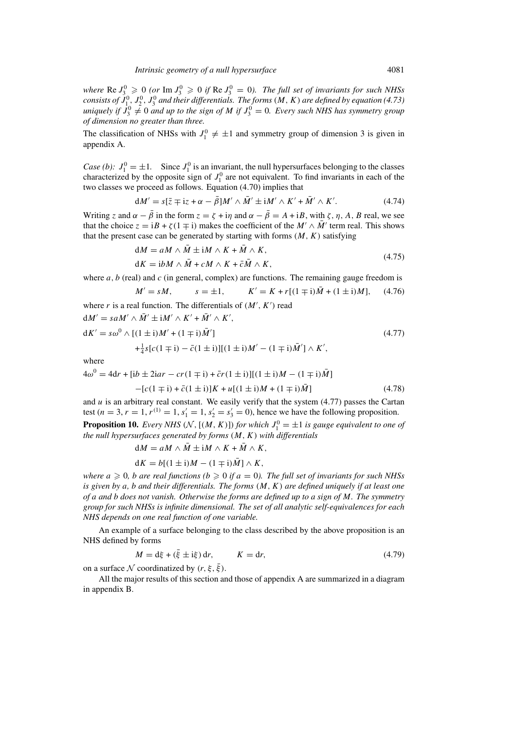*where* $\operatorname{Re} J_3^0 \geqslant 0$ *(or* $\operatorname{Im} J_3^0 \geqslant 0$ *if* $\operatorname{Re} J_3^0 = 0$*). The full set of invariants for such NHSs consists of* $J_1^0$*,* $J_2^0$*,* $J_3^0$ *and their differentials. The forms* $(M, K)$ *are defined by equation (4.73) uniquely if* $J_3^0 \neq 0$ *and up to the sign of* $M$ *if* $J_3^0 = 0$*. Every such NHS has symmetry group of dimension no greater than three.*

The classification of NHSs with $J_1^0 \neq \pm 1$ and symmetry group of dimension 3 is given in appendix A.

*Case (b):* $J_1^0 = \pm 1$. Since $J_1^0$ is an invariant, the null hypersurfaces belonging to the classes characterized by the opposite sign of $J_1^0$ are not equivalent. To find invariants in each of the two classes we proceed as follows. Equation (4.70) implies that

$$dM' = s[\bar{z} \mp iz + \alpha - \bar{\beta}]M' \wedge \bar{M}' \pm iM' \wedge K' + \bar{M}' \wedge K'. \tag{4.74}$$

Writing $z$ and $\alpha - \bar{\beta}$ in the form $z = \zeta + i\eta$ and $\alpha - \bar{\beta} = A + iB$, with $\zeta, \eta, A, B$ real, we see that the choice $z = iB + \zeta(1 \mp i)$ makes the coefficient of the $M' \wedge \bar{M}'$ term real. This shows that the present case can be generated by starting with forms $(M, K)$ satisfying

$$\begin{aligned} dM &= aM \wedge \bar{M} \pm iM \wedge K + \bar{M} \wedge K, \\ dK &= ibM \wedge \bar{M} + cM \wedge K + \bar{c}\bar{M} \wedge K, \end{aligned} \tag{4.75}$$

where $a$, $b$ (real) and $c$ (in general, complex) are functions. The remaining gauge freedom is

$$M' = sM, \qquad s = \pm 1, \qquad K' = K + r[(1 \mp i)\bar{M} + (1 \pm i)M], \tag{4.76}$$

where $r$ is a real function. The differentials of $(M', K')$ read

$$\begin{aligned} dM' &= saM' \wedge \bar{M}' \pm iM' \wedge K' + \bar{M}' \wedge K', \\ dK' &= s\omega^0 \wedge [(1 \pm i)M' + (1 \mp i)\bar{M}'] \\ &\quad + \tfrac{1}{4}s[c(1 \mp i) - \bar{c}(1 \pm i)][(1 \pm i)M' - (1 \mp i)\bar{M}'] \wedge K', \end{aligned} \tag{4.77}$$

where

$$\begin{aligned} 4\omega^0 &= 4dr + [ib \pm 2iar - cr(1 \mp i) + \bar{c}r(1 \pm i)][(1 \pm i)M - (1 \mp i)\bar{M}] \\ &\quad - [c(1 \mp i) + \bar{c}(1 \pm i)]K + u[(1 \pm i)M + (1 \mp i)\bar{M}] \end{aligned} \tag{4.78}$$

and $u$ is an arbitrary real constant. We easily verify that the system (4.77) passes the Cartan test ($n = 3, r = 1, r^{(1)} = 1, s_1' = 1, s_2' = s_3' = 0$), hence we have the following proposition.

**Proposition 10.** *Every NHS* $(\mathcal{N}, [(M, K)])$ *for which* $J_1^0 = \pm 1$ *is gauge equivalent to one of the null hypersurfaces generated by forms* $(M, K)$ *with differentials*

$$\begin{aligned} dM &= aM \wedge \bar{M} \pm iM \wedge K + \bar{M} \wedge K, \\ dK &= b[(1 \pm i)M - (1 \mp i)\bar{M}] \wedge K, \end{aligned}$$

*where* $a \geqslant 0$*,* $b$ *are real functions (*$b \geqslant 0$ *if* $a = 0$*). The full set of invariants for such NHSs is given by* $a$*,* $b$ *and their differentials. The forms* $(M, K)$ *are defined uniquely if at least one of* $a$ *and* $b$ *does not vanish. Otherwise the forms are defined up to a sign of* $M$*. The symmetry group for such NHSs is infinite dimensional. The set of all analytic self-equivalences for each NHS depends on one real function of one variable.*

An example of a surface belonging to the class described by the above proposition is an NHS defined by forms

$$M = d\xi + (\bar{\xi} \pm i\xi)\, dr, \qquad K = dr, \tag{4.79}$$

on a surface $\mathcal{N}$ coordinatized by $(r, \xi, \bar{\xi})$.

All the major results of this section and those of appendix A are summarized in a diagram in appendix B.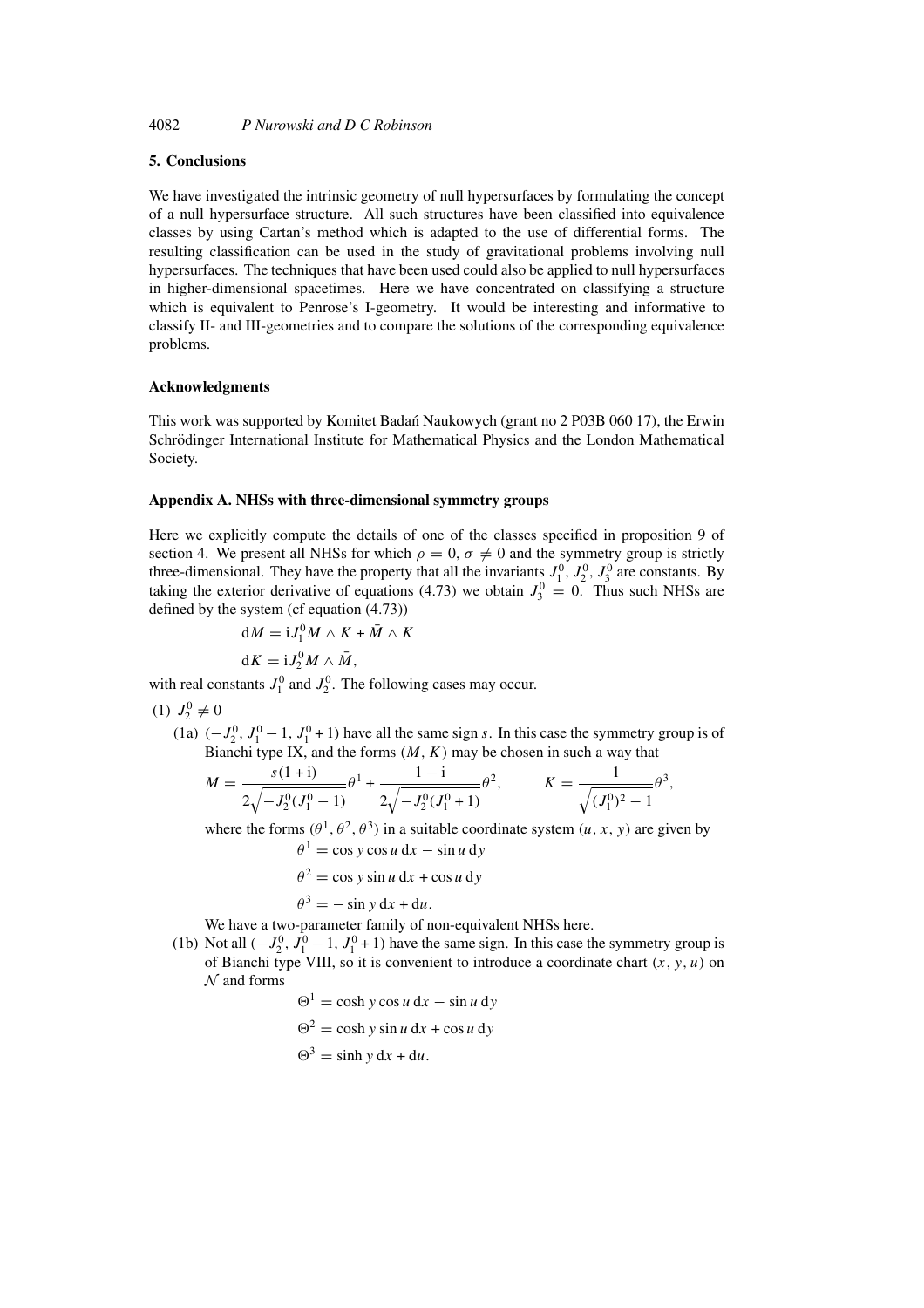## 5. Conclusions

We have investigated the intrinsic geometry of null hypersurfaces by formulating the concept of a null hypersurface structure. All such structures have been classified into equivalence classes by using Cartan's method which is adapted to the use of differential forms. The resulting classification can be used in the study of gravitational problems involving null hypersurfaces. The techniques that have been used could also be applied to null hypersurfaces in higher-dimensional spacetimes. Here we have concentrated on classifying a structure which is equivalent to Penrose's I-geometry. It would be interesting and informative to classify II- and III-geometries and to compare the solutions of the corresponding equivalence problems.

### Acknowledgments

This work was supported by Komitet Badań Naukowych (grant no 2 P03B 060 17), the Erwin Schrödinger International Institute for Mathematical Physics and the London Mathematical Society.

### Appendix A. NHSs with three-dimensional symmetry groups

Here we explicitly compute the details of one of the classes specified in proposition 9 of section 4. We present all NHSs for which $\rho = 0$, $\sigma \neq 0$ and the symmetry group is strictly three-dimensional. They have the property that all the invariants $J^0_1$, $J^0_2$, $J^0_3$ are constants. By taking the exterior derivative of equations (4.73) we obtain $J^0_3 = 0$. Thus such NHSs are defined by the system (cf equation (4.73))

$$\mathrm{d}M = \mathrm{i}J^0_1 M \wedge K + \bar{M} \wedge K$$

$$\mathrm{d}K = \mathrm{i}J^0_2 M \wedge \bar{M},$$

with real constants $J^0_1$ and $J^0_2$. The following cases may occur.

(1) $J^0_2 \neq 0$

(1a) $(-J^0_2, J^0_1 - 1, J^0_1 + 1)$ have all the same sign $s$. In this case the symmetry group is of Bianchi type IX, and the forms $(M, K)$ may be chosen in such a way that

$$M = \frac{s(1+\mathrm{i})}{2\sqrt{-J^0_2(J^0_1 - 1)}}\theta^1 + \frac{1-\mathrm{i}}{2\sqrt{-J^0_2(J^0_1+1)}}\theta^2, \qquad K = \frac{1}{\sqrt{(J^0_1)^2 - 1}}\theta^3,$$

where the forms $(\theta^1, \theta^2, \theta^3)$ in a suitable coordinate system $(u, x, y)$ are given by

$$\theta^1 = \cos y \cos u \, \mathrm{d}x - \sin u \, \mathrm{d}y$$

$$\theta^2 = \cos y \sin u \, \mathrm{d}x + \cos u \, \mathrm{d}y$$

$$\theta^3 = -\sin y \, \mathrm{d}x + \mathrm{d}u.$$

We have a two-parameter family of non-equivalent NHSs here.

(1b) Not all $(-J^0_2, J^0_1 - 1, J^0_1 + 1)$ have the same sign. In this case the symmetry group is of Bianchi type VIII, so it is convenient to introduce a coordinate chart $(x, y, u)$ on $\mathcal{N}$ and forms

$$\Theta^1 = \cosh y \cos u \, \mathrm{d}x - \sin u \, \mathrm{d}y$$

$$\Theta^2 = \cosh y \sin u \, \mathrm{d}x + \cos u \, \mathrm{d}y$$

$$\Theta^3 = \sinh y \, \mathrm{d}x + \mathrm{d}u.$$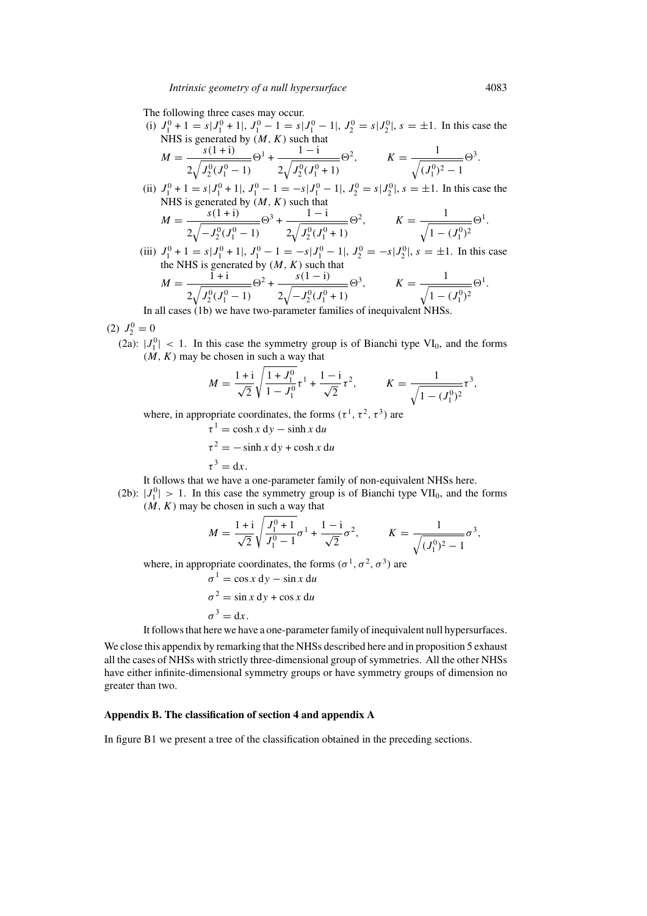The following three cases may occur.

(i) $J_1^0 + 1 = s|J_1^0 + 1|$, $J_1^0 - 1 = s|J_1^0 - 1|$, $J_2^0 = s|J_2^0|$, $s = \pm 1$. In this case the NHS is generated by $(M, K)$ such that

$$M = \frac{s(1+\mathrm{i})}{2\sqrt{J_2^0(J_1^0 - 1)}}\Theta^1 + \frac{1-\mathrm{i}}{2\sqrt{J_2^0(J_1^0+1)}}\Theta^2, \qquad K = \frac{1}{\sqrt{(J_1^0)^2 - 1}}\Theta^3.$$

(ii) $J_1^0 + 1 = s|J_1^0 + 1|$, $J_1^0 - 1 = -s|J_1^0 - 1|$, $J_2^0 = s|J_2^0|$, $s = \pm 1$. In this case the NHS is generated by $(M, K)$ such that

$$M = \frac{s(1+\mathrm{i})}{2\sqrt{-J_2^0(J_1^0 - 1)}}\Theta^3 + \frac{1-\mathrm{i}}{2\sqrt{J_2^0(J_1^0+1)}}\Theta^2, \qquad K = \frac{1}{\sqrt{1 - (J_1^0)^2}}\Theta^1.$$

(iii) $J_1^0 + 1 = s|J_1^0 + 1|$, $J_1^0 - 1 = -s|J_1^0 - 1|$, $J_2^0 = -s|J_2^0|$, $s = \pm 1$. In this case the NHS is generated by $(M, K)$ such that

$$M = \frac{1+\mathrm{i}}{2\sqrt{J_2^0(J_1^0 - 1)}}\Theta^2 + \frac{s(1-\mathrm{i})}{2\sqrt{-J_2^0(J_1^0+1)}}\Theta^3, \qquad K = \frac{1}{\sqrt{1 - (J_1^0)^2}}\Theta^1.$$

In all cases (1b) we have two-parameter families of inequivalent NHSs.

(2) $J_2^0 = 0$

(2a): $|J_1^0| < 1$. In this case the symmetry group is of Bianchi type $\mathrm{VI}_0$, and the forms $(M, K)$ may be chosen in such a way that

$$M = \frac{1+\mathrm{i}}{\sqrt{2}}\sqrt{\frac{1+J_1^0}{1-J_1^0}}\tau^1 + \frac{1-\mathrm{i}}{\sqrt{2}}\tau^2, \qquad K = \frac{1}{\sqrt{1-(J_1^0)^2}}\tau^3,$$

where, in appropriate coordinates, the forms $(\tau^1, \tau^2, \tau^3)$ are

$$\tau^1 = \cosh x\,\mathrm{d}y - \sinh x\,\mathrm{d}u$$

$$\tau^2 = -\sinh x\,\mathrm{d}y + \cosh x\,\mathrm{d}u$$

$$\tau^3 = \mathrm{d}x.$$

It follows that we have a one-parameter family of non-equivalent NHSs here.

(2b): $|J_1^0| > 1$. In this case the symmetry group is of Bianchi type $\mathrm{VII}_0$, and the forms $(M, K)$ may be chosen in such a way that

$$M = \frac{1+\mathrm{i}}{\sqrt{2}}\sqrt{\frac{J_1^0+1}{J_1^0-1}}\sigma^1 + \frac{1-\mathrm{i}}{\sqrt{2}}\sigma^2, \qquad K = \frac{1}{\sqrt{(J_1^0)^2-1}}\sigma^3,$$

where, in appropriate coordinates, the forms $(\sigma^1, \sigma^2, \sigma^3)$ are

$$\sigma^1 = \cos x\,\mathrm{d}y - \sin x\,\mathrm{d}u$$

$$\sigma^2 = \sin x\,\mathrm{d}y + \cos x\,\mathrm{d}u$$

$$\sigma^3 = \mathrm{d}x.$$

It follows that here we have a one-parameter family of inequivalent null hypersurfaces.

We close this appendix by remarking that the NHSs described here and in proposition 5 exhaust all the cases of NHSs with strictly three-dimensional group of symmetries. All the other NHSs have either infinite-dimensional symmetry groups or have symmetry groups of dimension no greater than two.

## Appendix B. The classification of section 4 and appendix A

In figure B1 we present a tree of the classification obtained in the preceding sections.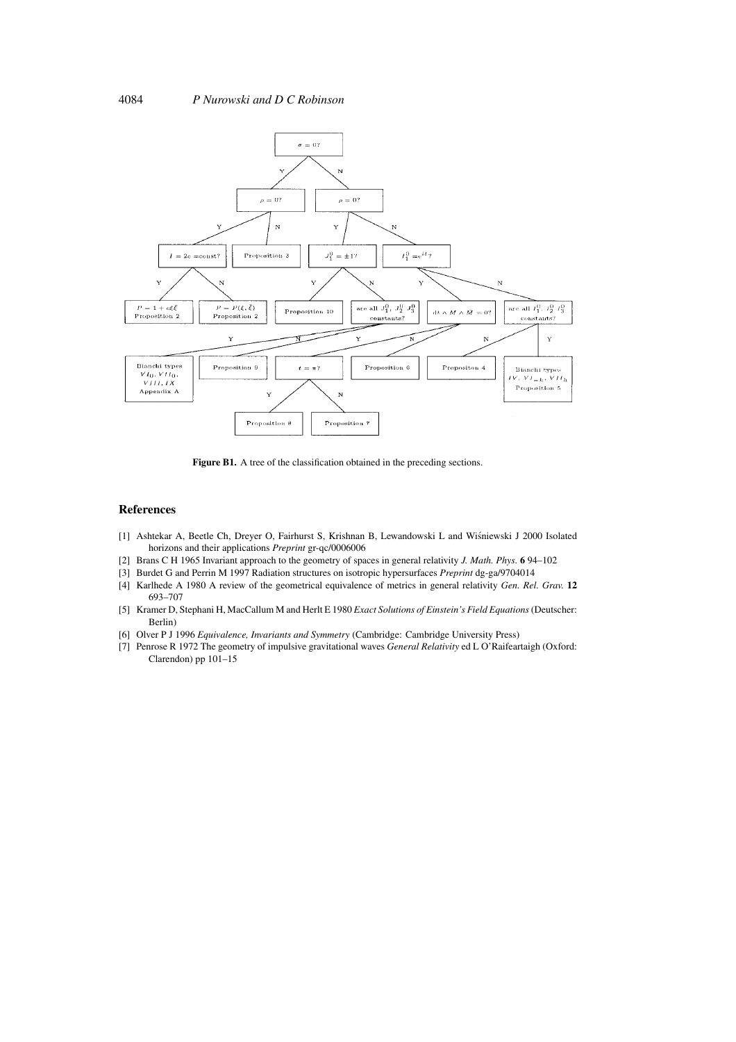$\sigma = 0?$

Y

N

$\rho = 0?$

$\rho = 0?$

Y

N

Y

N

$I = 2\epsilon = \text{const}?$

Proposition 3

$J_1^0 = \pm 1?$

$I_1^0 = e^{it}?$

Y

N

Y

N

Y

N

$P = 1 + a\xi\bar{\xi}$
Proposition 2

$P = P(\xi, \bar{\xi})$
Proposition 2

Proposition 10

are all $J_1^0$, $J_2^0$, $J_3^0$ constants?

$\Theta \wedge M \wedge \bar{M} = 0?$

are all $I_1^0$, $I_2^0$, $I_3^0$ constants?

Y

N

Y

N

N

Y

Bianchi types
$VI_0$, $VII_0$,
$VIII$, $IX$
Appendix A

Proposition 9

$t = \pi?$

Proposition 6

Propositon 4

Bianchi types
$IV$, $VI_{-h}$, $VII_h$
Proposition 5

Y

N

Proposition 8

Proposition 7

**Figure B1.** A tree of the classification obtained in the preceding sections.

## References

[1] Ashtekar A, Beetle Ch, Dreyer O, Fairhurst S, Krishnan B, Lewandowski L and Wiśniewski J 2000 Isolated horizons and their applications *Preprint* gr-qc/0006006

[2] Brans C H 1965 Invariant approach to the geometry of spaces in general relativity *J. Math. Phys.* **6** 94–102

[3] Burdet G and Perrin M 1997 Radiation structures on isotropic hypersurfaces *Preprint* dg-ga/9704014

[4] Karlhede A 1980 A review of the geometrical equivalence of metrics in general relativity *Gen. Rel. Grav.* **12** 693–707

[5] Kramer D, Stephani H, MacCallum M and Herlt E 1980 *Exact Solutions of Einstein's Field Equations* (Deutscher: Berlin)

[6] Olver P J 1996 *Equivalence, Invariants and Symmetry* (Cambridge: Cambridge University Press)

[7] Penrose R 1972 The geometry of impulsive gravitational waves *General Relativity* ed L O'Raifeartaigh (Oxford: Clarendon) pp 101–15